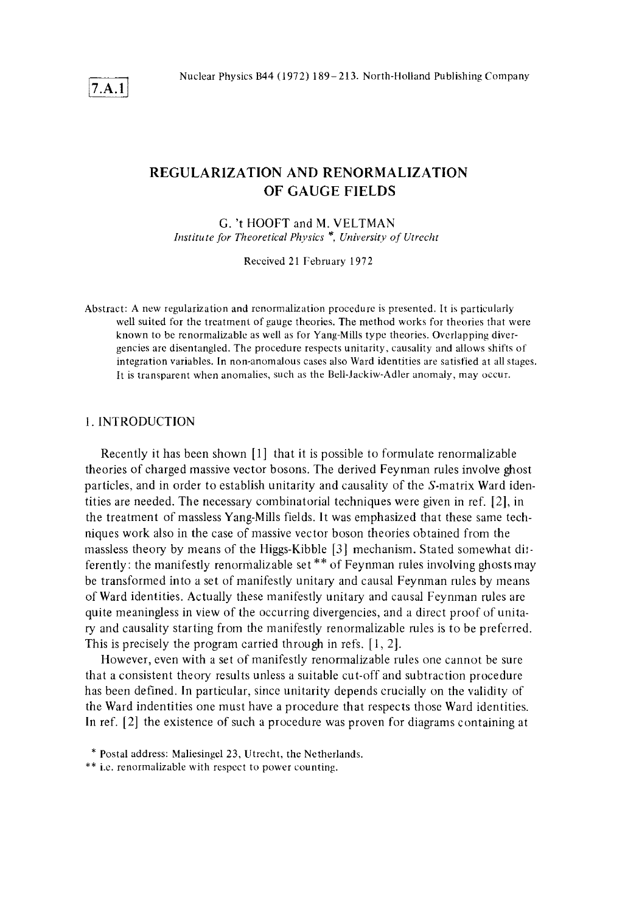7.A.1

# REGULARIZATION AND RENORMALIZATION OF GAUGE FIELDS

G. 't HOOFT and M. VELTMAN
*Institute for Theoretical Physics* *, *University of Utrecht*

Received 21 February 1972

Abstract: A new regularization and renormalization procedure is presented. It is particularly well suited for the treatment of gauge theories. The method works for theories that were known to be renormalizable as well as for Yang-Mills type theories. Overlapping divergencies are disentangled. The procedure respects unitarity, causality and allows shifts of integration variables. In non-anomalous cases also Ward identities are satisfied at all stages. It is transparent when anomalies, such as the Bell-Jackiw-Adler anomaly, may occur.

## 1. INTRODUCTION

Recently it has been shown [1] that it is possible to formulate renormalizable theories of charged massive vector bosons. The derived Feynman rules involve ghost particles, and in order to establish unitarity and causality of the $S$-matrix Ward identities are needed. The necessary combinatorial techniques were given in ref. [2], in the treatment of massless Yang-Mills fields. It was emphasized that these same techniques work also in the case of massive vector boson theories obtained from the massless theory by means of the Higgs-Kibble [3] mechanism. Stated somewhat differently: the manifestly renormalizable set ** of Feynman rules involving ghosts may be transformed into a set of manifestly unitary and causal Feynman rules by means of Ward identities. Actually these manifestly unitary and causal Feynman rules are quite meaningless in view of the occurring divergencies, and a direct proof of unitary and causality starting from the manifestly renormalizable rules is to be preferred. This is precisely the program carried through in refs. [1, 2].

However, even with a set of manifestly renormalizable rules one cannot be sure that a consistent theory results unless a suitable cut-off and subtraction procedure has been defined. In particular, since unitarity depends crucially on the validity of the Ward indentities one must have a procedure that respects those Ward identities. In ref. [2] the existence of such a procedure was proven for diagrams containing at

\* Postal address: Maliesingel 23, Utrecht, the Netherlands.

\*\* i.e. renormalizable with respect to power counting.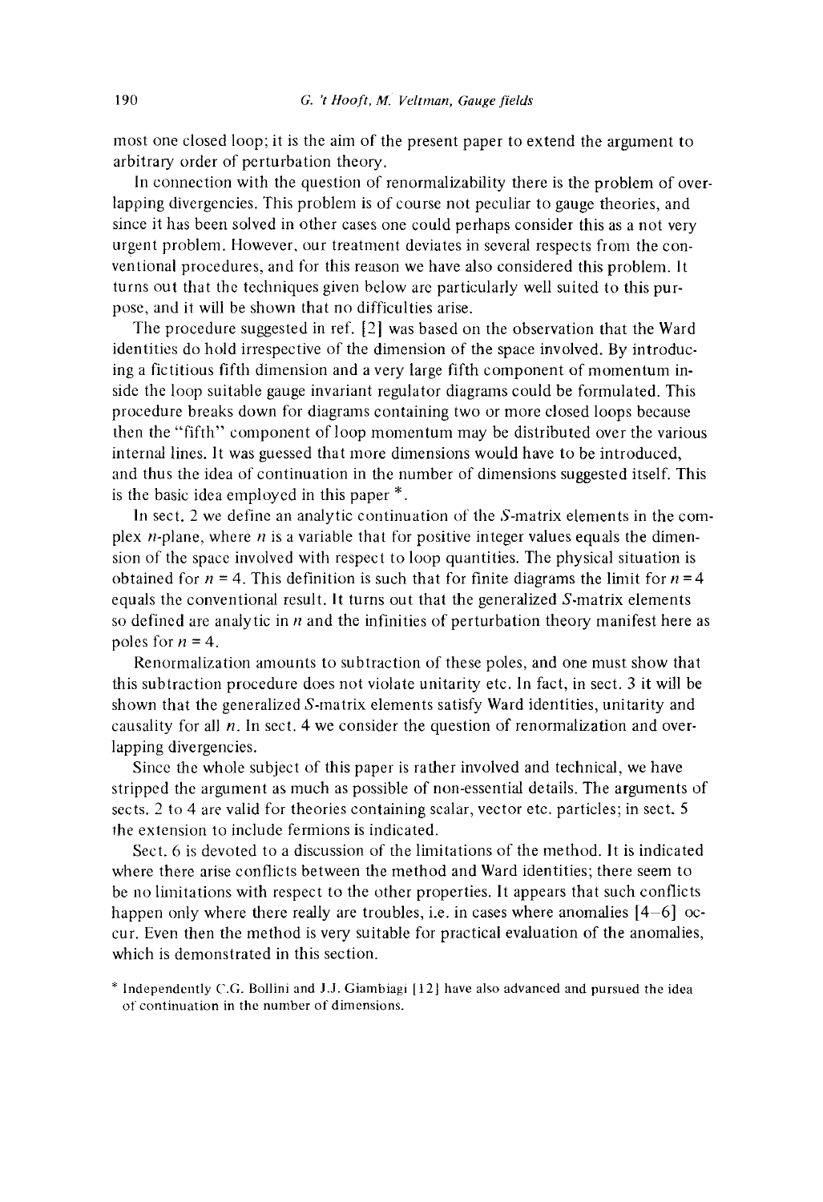most one closed loop; it is the aim of the present paper to extend the argument to arbitrary order of perturbation theory.

In connection with the question of renormalizability there is the problem of overlapping divergencies. This problem is of course not peculiar to gauge theories, and since it has been solved in other cases one could perhaps consider this as a not very urgent problem. However, our treatment deviates in several respects from the conventional procedures, and for this reason we have also considered this problem. It turns out that the techniques given below are particularly well suited to this purpose, and it will be shown that no difficulties arise.

The procedure suggested in ref. [2] was based on the observation that the Ward identities do hold irrespective of the dimension of the space involved. By introducing a fictitious fifth dimension and a very large fifth component of momentum inside the loop suitable gauge invariant regulator diagrams could be formulated. This procedure breaks down for diagrams containing two or more closed loops because then the "fifth" component of loop momentum may be distributed over the various internal lines. It was guessed that more dimensions would have to be introduced, and thus the idea of continuation in the number of dimensions suggested itself. This is the basic idea employed in this paper *.

In sect. 2 we define an analytic continuation of the $S$-matrix elements in the complex $n$-plane, where $n$ is a variable that for positive integer values equals the dimension of the space involved with respect to loop quantities. The physical situation is obtained for $n = 4$. This definition is such that for finite diagrams the limit for $n = 4$ equals the conventional result. It turns out that the generalized $S$-matrix elements so defined are analytic in $n$ and the infinities of perturbation theory manifest here as poles for $n = 4$.

Renormalization amounts to subtraction of these poles, and one must show that this subtraction procedure does not violate unitarity etc. In fact, in sect. 3 it will be shown that the generalized $S$-matrix elements satisfy Ward identities, unitarity and causality for all $n$. In sect. 4 we consider the question of renormalization and overlapping divergencies.

Since the whole subject of this paper is rather involved and technical, we have stripped the argument as much as possible of non-essential details. The arguments of sects. 2 to 4 are valid for theories containing scalar, vector etc. particles; in sect. 5 the extension to include fermions is indicated.

Sect. 6 is devoted to a discussion of the limitations of the method. It is indicated where there arise conflicts between the method and Ward identities; there seem to be no limitations with respect to the other properties. It appears that such conflicts happen only where there really are troubles, i.e. in cases where anomalies [4–6] occur. Even then the method is very suitable for practical evaluation of the anomalies, which is demonstrated in this section.

* Independently C.G. Bollini and J.J. Giambiagi [12] have also advanced and pursued the idea of continuation in the number of dimensions.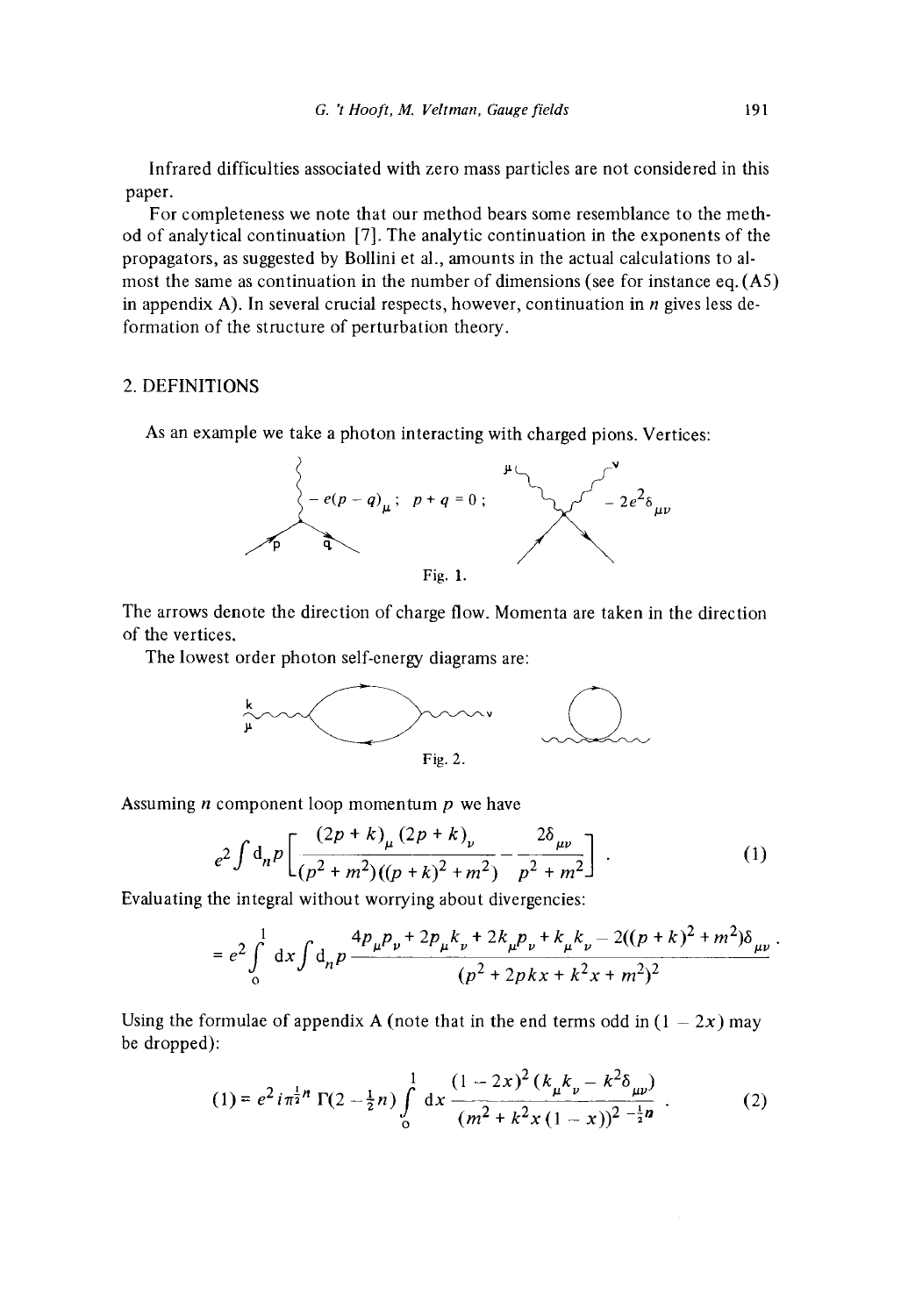Infrared difficulties associated with zero mass particles are not considered in this paper.

For completeness we note that our method bears some resemblance to the method of analytical continuation [7]. The analytic continuation in the exponents of the propagators, as suggested by Bollini et al., amounts in the actual calculations to almost the same as continuation in the number of dimensions (see for instance eq. (A5) in appendix A). In several crucial respects, however, continuation in $n$ gives less deformation of the structure of perturbation theory.

## 2. DEFINITIONS

As an example we take a photon interacting with charged pions. Vertices:

$$-e(p-q)_\mu\,;\quad p+q=0\,;\qquad\qquad -2e^2\delta_{\mu\nu}$$

Fig. 1.

The arrows denote the direction of charge flow. Momenta are taken in the direction of the vertices.

The lowest order photon self-energy diagrams are:

Fig. 2.

Assuming $n$ component loop momentum $p$ we have

$$e^2 \int \mathrm{d}_n p \left[ \frac{(2p+k)_\mu (2p+k)_\nu}{(p^2+m^2)((p+k)^2+m^2)} - \frac{2\delta_{\mu\nu}}{p^2+m^2} \right] . \tag{1}$$

Evaluating the integral without worrying about divergencies:

$$= e^2 \int_0^1 \mathrm{d}x \int \mathrm{d}_n p \frac{4p_\mu p_\nu + 2p_\mu k_\nu + 2k_\mu p_\nu + k_\mu k_\nu - 2((p+k)^2+m^2)\delta_{\mu\nu}}{(p^2+2pkx+k^2x+m^2)^2} .$$

Using the formulae of appendix A (note that in the end terms odd in $(1-2x)$ may be dropped):

$$(1) = e^2 i\pi^{\frac{1}{2}n}\, \Gamma(2-\tfrac{1}{2}n) \int_0^1 \mathrm{d}x \frac{(1-2x)^2 (k_\mu k_\nu - k^2\delta_{\mu\nu})}{(m^2+k^2x(1-x))^{2-\frac{1}{2}n}} . \tag{2}$$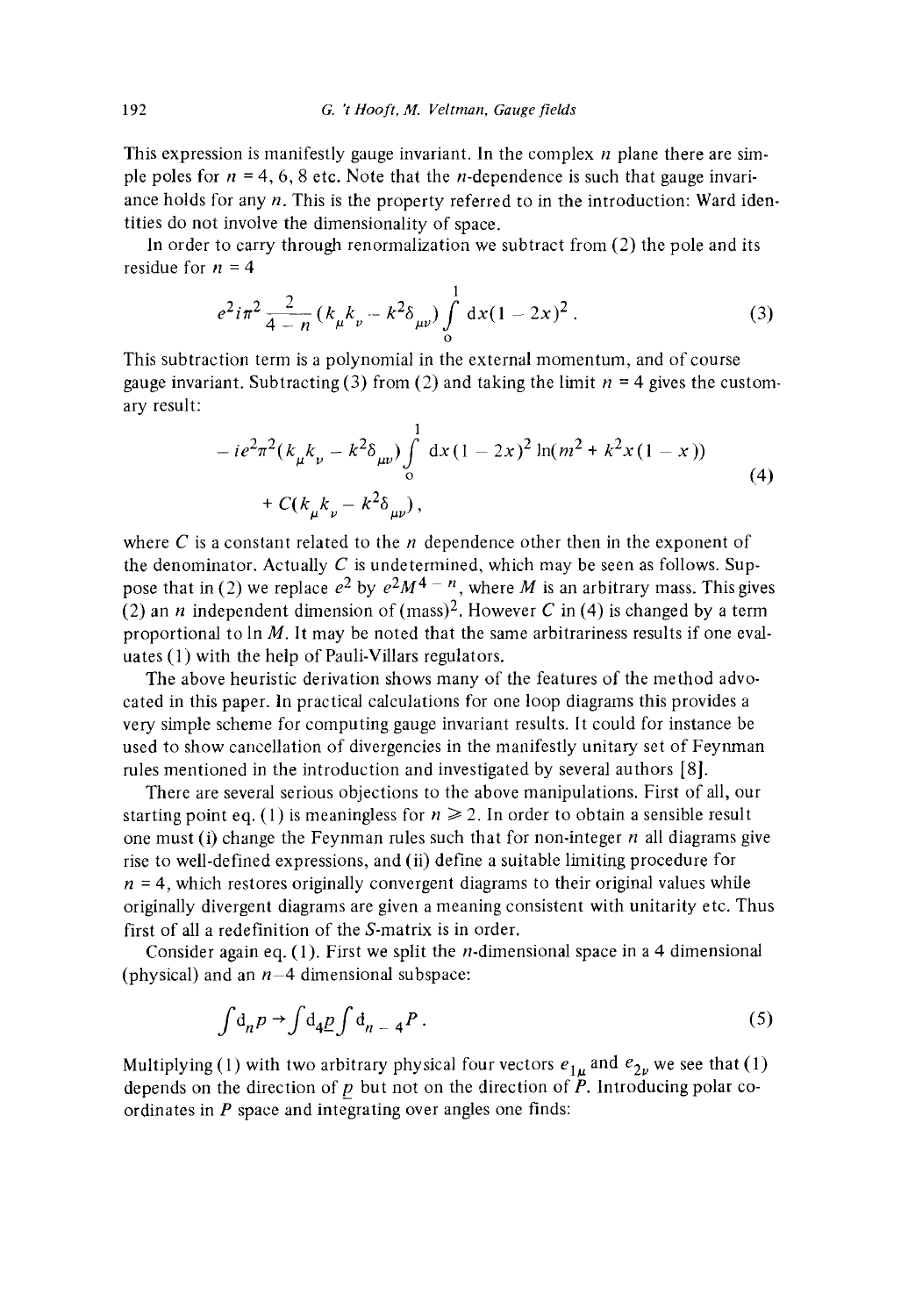This expression is manifestly gauge invariant. In the complex $n$ plane there are simple poles for $n = 4, 6, 8$ etc. Note that the $n$-dependence is such that gauge invariance holds for any $n$. This is the property referred to in the introduction: Ward identities do not involve the dimensionality of space.

In order to carry through renormalization we subtract from (2) the pole and its residue for $n = 4$

$$e^2 i\pi^2 \frac{2}{4-n}(k_\mu k_\nu - k^2\delta_{\mu\nu}) \int_0^1 \mathrm{d}x(1-2x)^2 \,. \tag{3}$$

This subtraction term is a polynomial in the external momentum, and of course gauge invariant. Subtracting (3) from (2) and taking the limit $n = 4$ gives the customary result:

$$\begin{aligned} &-ie^2\pi^2(k_\mu k_\nu - k^2\delta_{\mu\nu}) \int_0^1 \mathrm{d}x(1-2x)^2 \ln(m^2 + k^2 x(1-x)) \\ &+ C(k_\mu k_\nu - k^2\delta_{\mu\nu}) \,, \end{aligned} \tag{4}$$

where $C$ is a constant related to the $n$ dependence other then in the exponent of the denominator. Actually $C$ is undetermined, which may be seen as follows. Suppose that in (2) we replace $e^2$ by $e^2 M^{4-n}$, where $M$ is an arbitrary mass. This gives (2) an $n$ independent dimension of $(\text{mass})^2$. However $C$ in (4) is changed by a term proportional to $\ln M$. It may be noted that the same arbitrariness results if one evaluates (1) with the help of Pauli-Villars regulators.

The above heuristic derivation shows many of the features of the method advocated in this paper. In practical calculations for one loop diagrams this provides a very simple scheme for computing gauge invariant results. It could for instance be used to show cancellation of divergencies in the manifestly unitary set of Feynman rules mentioned in the introduction and investigated by several authors [8].

There are several serious objections to the above manipulations. First of all, our starting point eq. (1) is meaningless for $n \geqslant 2$. In order to obtain a sensible result one must (i) change the Feynman rules such that for non-integer $n$ all diagrams give rise to well-defined expressions, and (ii) define a suitable limiting procedure for $n = 4$, which restores originally convergent diagrams to their original values while originally divergent diagrams are given a meaning consistent with unitarity etc. Thus first of all a redefinition of the $S$-matrix is in order.

Consider again eq. (1). First we split the $n$-dimensional space in a 4 dimensional (physical) and an $n-4$ dimensional subspace:

$$\int \mathrm{d}_n p \to \int \mathrm{d}_4 \underline{p} \int \mathrm{d}_{n-4} P \,. \tag{5}$$

Multiplying (1) with two arbitrary physical four vectors $e_{1\mu}$ and $e_{2\nu}$ we see that (1) depends on the direction of $\underline{p}$ but not on the direction of $P$. Introducing polar coordinates in $P$ space and integrating over angles one finds: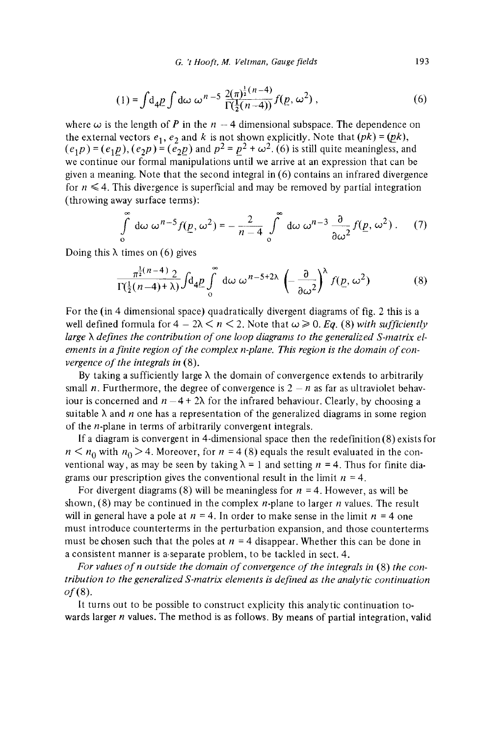$$(1) = \int d_4\underline{p} \int d\omega\, \omega^{n-5} \frac{2(\pi)^{\frac{1}{2}(n-4)}}{\Gamma(\frac{1}{2}(n-4))} f(\underline{p}, \omega^2)\,, \tag{6}$$

where $\omega$ is the length of $P$ in the $n-4$ dimensional subspace. The dependence on the external vectors $e_1$, $e_2$ and $k$ is not shown explicitly. Note that $(pk) = (\underline{p}k)$, $(e_1 p) = (e_1\underline{p})$, $(e_2 p) = (e_2\underline{p})$ and $p^2 = \underline{p}^2 + \omega^2$. (6) is still quite meaningless, and we continue our formal manipulations until we arrive at an expression that can be given a meaning. Note that the second integral in (6) contains an infrared divergence for $n \leqslant 4$. This divergence is superficial and may be removed by partial integration (throwing away surface terms):

$$\int_0^\infty d\omega\, \omega^{n-5} f(\underline{p}, \omega^2) = -\frac{2}{n-4} \int_0^\infty d\omega\, \omega^{n-3} \frac{\partial}{\partial\omega^2} f(\underline{p}, \omega^2)\,. \tag{7}$$

Doing this $\lambda$ times on (6) gives

$$\frac{\pi^{\frac{1}{2}(n-4)}\, 2}{\Gamma(\frac{1}{2}(n-4)+\lambda)} \int d_4\underline{p} \int_0^\infty d\omega\, \omega^{n-5+2\lambda} \left(-\frac{\partial}{\partial\omega^2}\right)^\lambda f(\underline{p}, \omega^2) \tag{8}$$

For the (in 4 dimensional space) quadratically divergent diagrams of fig. 2 this is a well defined formula for $4 - 2\lambda < n < 2$. Note that $\omega \geqslant 0$. *Eq.* (8) *with sufficiently large $\lambda$ defines the contribution of one loop diagrams to the generalized S-matrix elements in a finite region of the complex n-plane. This region is the domain of convergence of the integrals in* (8).

By taking a sufficiently large $\lambda$ the domain of convergence extends to arbitrarily small $n$. Furthermore, the degree of convergence is $2-n$ as far as ultraviolet behaviour is concerned and $n-4+2\lambda$ for the infrared behaviour. Clearly, by choosing a suitable $\lambda$ and $n$ one has a representation of the generalized diagrams in some region of the $n$-plane in terms of arbitrarily convergent integrals.

If a diagram is convergent in 4-dimensional space then the redefinition (8) exists for $n < n_0$ with $n_0 > 4$. Moreover, for $n = 4$ (8) equals the result evaluated in the conventional way, as may be seen by taking $\lambda = 1$ and setting $n = 4$. Thus for finite diagrams our prescription gives the conventional result in the limit $n = 4$.

For divergent diagrams (8) will be meaningless for $n = 4$. However, as will be shown, (8) may be continued in the complex $n$-plane to larger $n$ values. The result will in general have a pole at $n = 4$. In order to make sense in the limit $n = 4$ one must introduce counterterms in the perturbation expansion, and those counterterms must be chosen such that the poles at $n = 4$ disappear. Whether this can be done in a consistent manner is a separate problem, to be tackled in sect. 4.

*For values of n outside the domain of convergence of the integrals in* (8) *the contribution to the generalized S-matrix elements is defined as the analytic continuation of* (8).

It turns out to be possible to construct explicitly this analytic continuation towards larger $n$ values. The method is as follows. By means of partial integration, valid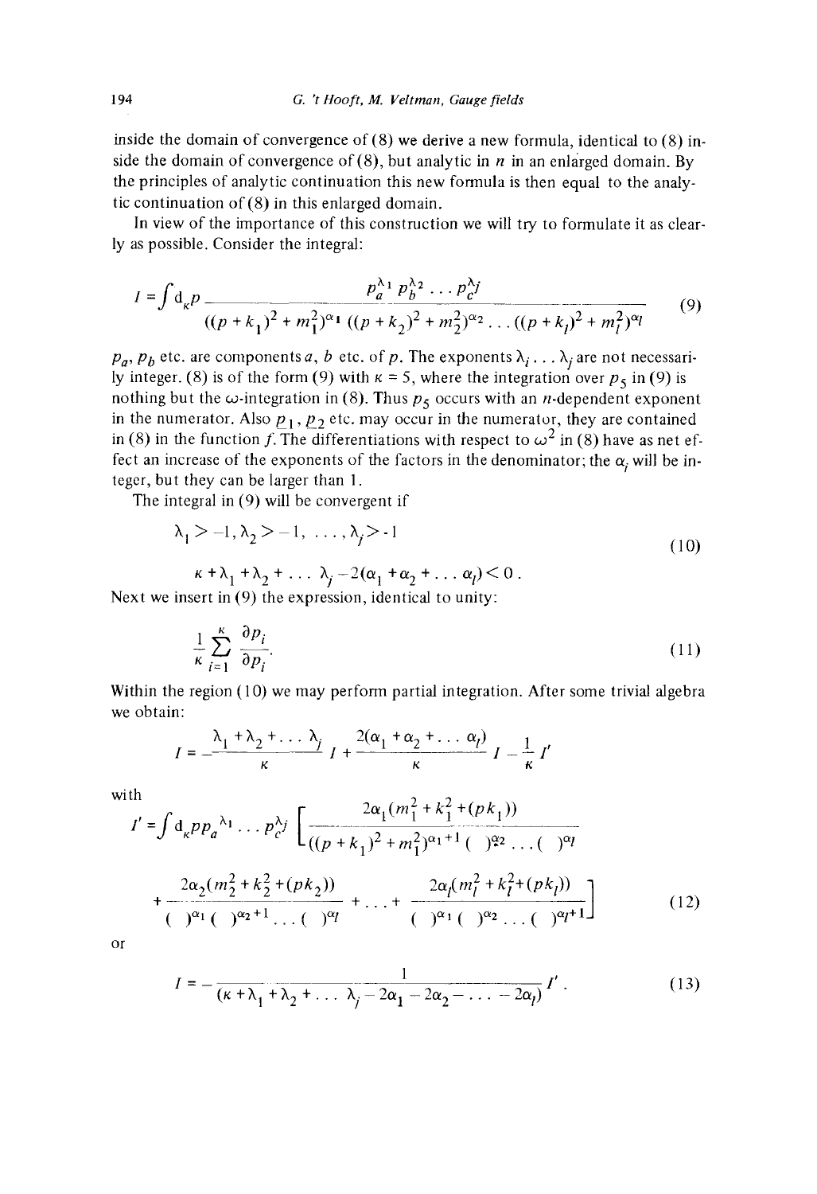inside the domain of convergence of (8) we derive a new formula, identical to (8) inside the domain of convergence of (8), but analytic in $n$ in an enlarged domain. By the principles of analytic continuation this new formula is then equal to the analytic continuation of (8) in this enlarged domain.

In view of the importance of this construction we will try to formulate it as clearly as possible. Consider the integral:

$$I = \int \mathrm{d}_\kappa p \frac{p_a^{\lambda_1} p_b^{\lambda_2} \ldots p_c^{\lambda_j}}{((p+k_1)^2 + m_1^2)^{\alpha_1} ((p+k_2)^2 + m_2^2)^{\alpha_2} \ldots ((p+k_l)^2 + m_l^2)^{\alpha_l}} \tag{9}$$

$p_a$, $p_b$ etc. are components $a$, $b$ etc. of $p$. The exponents $\lambda_i \ldots \lambda_j$ are not necessarily integer. (8) is of the form (9) with $\kappa = 5$, where the integration over $p_5$ in (9) is nothing but the $\omega$-integration in (8). Thus $p_5$ occurs with an $n$-dependent exponent in the numerator. Also $\underline{p}_1$, $\underline{p}_2$ etc. may occur in the numerator, they are contained in (8) in the function $f$. The differentiations with respect to $\omega^2$ in (8) have as net effect an increase of the exponents of the factors in the denominator; the $\alpha_i$ will be integer, but they can be larger than 1.

The integral in (9) will be convergent if

$$\begin{aligned} &\lambda_1 > -1, \lambda_2 > -1, \ \ldots, \lambda_j > -1 \\ &\kappa + \lambda_1 + \lambda_2 + \ldots \lambda_j - 2(\alpha_1 + \alpha_2 + \ldots \alpha_l) < 0 \,. \end{aligned} \tag{10}$$

Next we insert in (9) the expression, identical to unity:

$$\frac{1}{\kappa} \sum_{i=1}^{\kappa} \frac{\partial p_i}{\partial p_i} . \tag{11}$$

Within the region (10) we may perform partial integration. After some trivial algebra we obtain:

$$I = -\frac{\lambda_1 + \lambda_2 + \ldots \lambda_j}{\kappa} I + \frac{2(\alpha_1 + \alpha_2 + \ldots \alpha_l)}{\kappa} I - \frac{1}{\kappa} I'$$

with

$$\begin{aligned} I' = \int \mathrm{d}_\kappa p p_a{}^{\lambda_1} \ldots p_c^{\lambda_j} \Bigg[ &\frac{2\alpha_1 (m_1^2 + k_1^2 + (pk_1))}{((p+k_1)^2 + m_1^2)^{\alpha_1 + 1} (\ )^{\alpha_2} \ldots (\ )^{\alpha_l}} \\ &+ \frac{2\alpha_2 (m_2^2 + k_2^2 + (pk_2))}{(\ )^{\alpha_1} (\ )^{\alpha_2 + 1} \ldots (\ )^{\alpha_l}} + \ldots + \frac{2\alpha_l (m_l^2 + k_l^2 + (pk_l))}{(\ )^{\alpha_1} (\ )^{\alpha_2} \ldots (\ )^{\alpha_l + 1}} \Bigg] \end{aligned} \tag{12}$$

or

$$I = -\frac{1}{(\kappa + \lambda_1 + \lambda_2 + \ldots \lambda_j - 2\alpha_1 - 2\alpha_2 - \ldots - 2\alpha_l)} I' . \tag{13}$$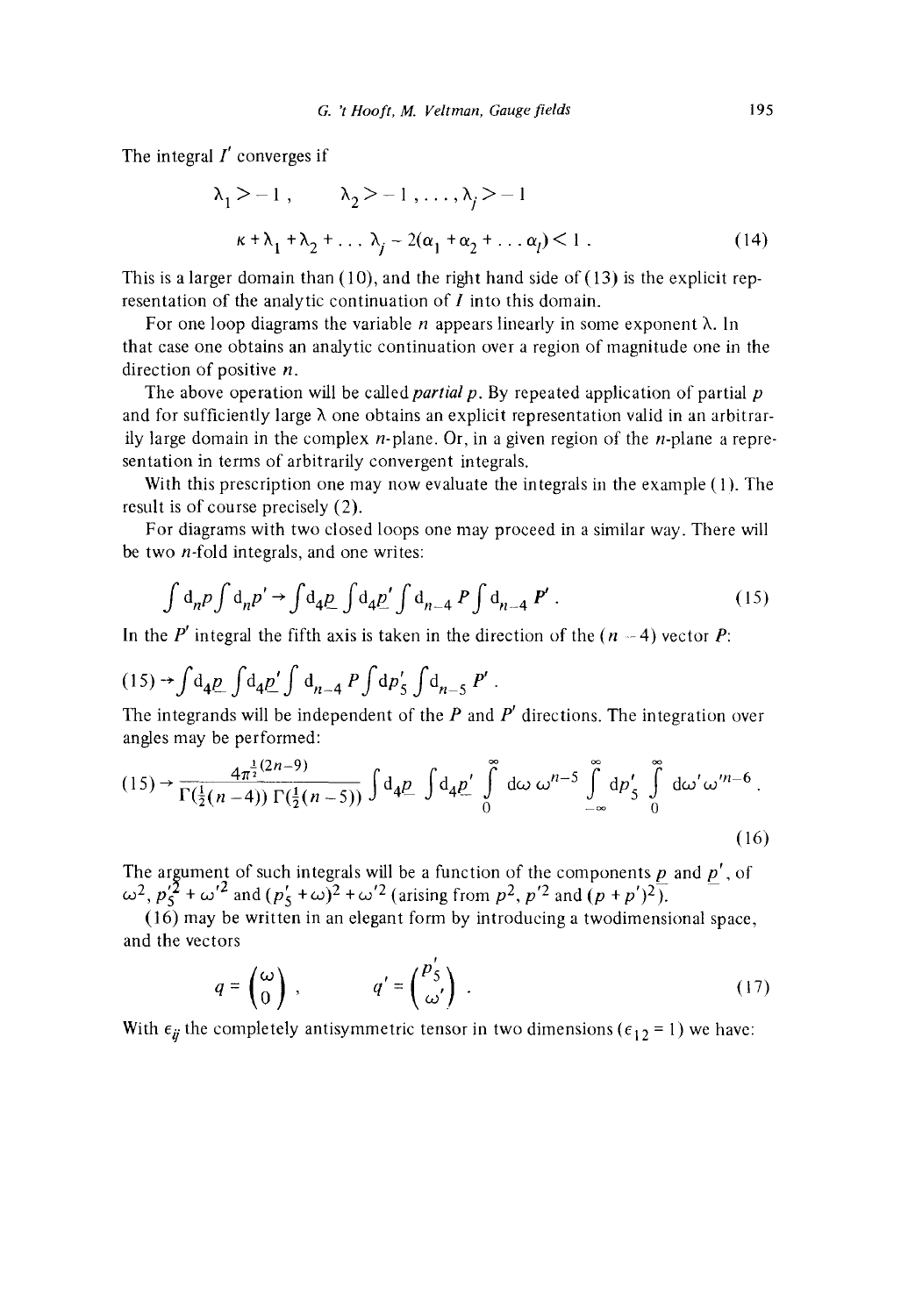The integral $I'$ converges if

$$\lambda_1 > -1 \,, \qquad \lambda_2 > -1 \,, \ldots, \lambda_j > -1$$

$$\kappa + \lambda_1 + \lambda_2 + \ldots \lambda_j - 2(\alpha_1 + \alpha_2 + \ldots \alpha_l) < 1 \,. \tag{14}$$

This is a larger domain than (10), and the right hand side of (13) is the explicit representation of the analytic continuation of $I$ into this domain.

For one loop diagrams the variable $n$ appears linearly in some exponent $\lambda$. In that case one obtains an analytic continuation over a region of magnitude one in the direction of positive $n$.

The above operation will be called *partial p*. By repeated application of partial $p$ and for sufficiently large $\lambda$ one obtains an explicit representation valid in an arbitrarily large domain in the complex $n$-plane. Or, in a given region of the $n$-plane a representation in terms of arbitrarily convergent integrals.

With this prescription one may now evaluate the integrals in the example (1). The result is of course precisely (2).

For diagrams with two closed loops one may proceed in a similar way. There will be two $n$-fold integrals, and one writes:

$$\int \mathrm{d}_n p \int \mathrm{d}_n p' \to \int \mathrm{d}_4 \underline{p} \int \mathrm{d}_4 \underline{p}' \int \mathrm{d}_{n-4} P \int \mathrm{d}_{n-4} P' \,. \tag{15}$$

In the $P'$ integral the fifth axis is taken in the direction of the $(n-4)$ vector $P$:

$$(15) \to \int \mathrm{d}_4 \underline{p} \int \mathrm{d}_4 \underline{p}' \int \mathrm{d}_{n-4} P \int \mathrm{d}p_5' \int \mathrm{d}_{n-5} P' \,.$$

The integrands will be independent of the $P$ and $P'$ directions. The integration over angles may be performed:

$$(15) \to \frac{4\pi^{\frac{1}{2}(2n-9)}}{\Gamma(\frac{1}{2}(n-4))\,\Gamma(\frac{1}{2}(n-5))} \int \mathrm{d}_4 \underline{p} \int \mathrm{d}_4 \underline{p}' \int_0^\infty \mathrm{d}\omega\, \omega^{n-5} \int_{-\infty}^{\infty} \mathrm{d}p_5' \int_0^\infty \mathrm{d}\omega'\, \omega'^{n-6} \,. \tag{16}$$

The argument of such integrals will be a function of the components $\underline{p}$ and $\underline{p}'$, of $\omega^2$, $p_5'^2 + \omega'^2$ and $(p_5' + \omega)^2 + \omega'^2$ (arising from $p^2$, $p'^2$ and $(p+p')^2$).

(16) may be written in an elegant form by introducing a twodimensional space, and the vectors

$$q = \begin{pmatrix} \omega \\ 0 \end{pmatrix} , \qquad q' = \begin{pmatrix} p_5' \\ \omega' \end{pmatrix} \,. \tag{17}$$

With $\epsilon_{ij}$ the completely antisymmetric tensor in two dimensions ($\epsilon_{12} = 1$) we have: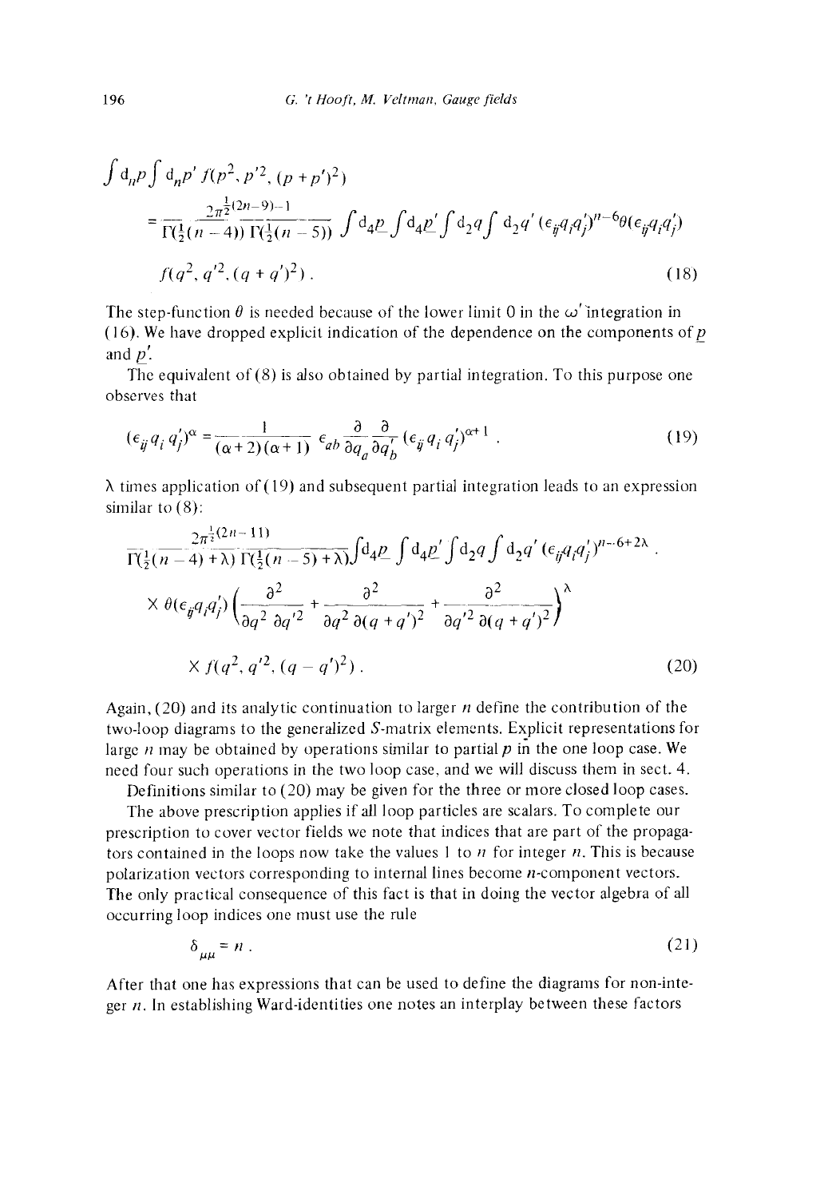$$\int d_n p \int d_n p' \, f(p^2, p'^2, (p+p')^2)$$

$$= \frac{2\pi^{\frac{1}{2}(2n-9)-1}}{\Gamma(\frac{1}{2}(n-4))\,\Gamma(\frac{1}{2}(n-5))} \int d_4 \underline{p} \int d_4 \underline{p}' \int d_2 q \int d_2 q' \, (\epsilon_{ij} q_i q_j')^{n-6} \theta(\epsilon_{ij} q_i q_j')$$

$$f(q^2, q'^2, (q+q')^2) \,. \tag{18}$$

The step-function $\theta$ is needed because of the lower limit 0 in the $\omega'$ integration in (16). We have dropped explicit indication of the dependence on the components of $\underline{p}$ and $\underline{p}'$.

The equivalent of (8) is also obtained by partial integration. To this purpose one observes that

$$(\epsilon_{ij} q_i q_j')^{\alpha} = \frac{1}{(\alpha+2)(\alpha+1)} \epsilon_{ab} \frac{\partial}{\partial q_a} \frac{\partial}{\partial q_b'} (\epsilon_{ij} q_i q_j')^{\alpha+1} \,. \tag{19}$$

$\lambda$ times application of (19) and subsequent partial integration leads to an expression similar to (8):

$$\frac{2\pi^{\frac{1}{2}(2n-11)}}{\Gamma(\frac{1}{2}(n-4)+\lambda)\,\Gamma(\frac{1}{2}(n-5)+\lambda)} \int d_4 \underline{p} \int d_4 \underline{p}' \int d_2 q \int d_2 q' \, (\epsilon_{ij} q_i q_j')^{n-6+2\lambda} \,.$$

$$\times \, \theta(\epsilon_{ij} q_i q_j') \left( \frac{\partial^2}{\partial q^2 \, \partial q'^2} + \frac{\partial^2}{\partial q^2 \, \partial (q+q')^2} + \frac{\partial^2}{\partial q'^2 \, \partial (q+q')^2} \right)^{\lambda}$$

$$\times \, f(q^2, q'^2, (q-q')^2) \,. \tag{20}$$

Again, (20) and its analytic continuation to larger $n$ define the contribution of the two-loop diagrams to the generalized $S$-matrix elements. Explicit representations for large $n$ may be obtained by operations similar to partial $p$ in the one loop case. We need four such operations in the two loop case, and we will discuss them in sect. 4.

Definitions similar to (20) may be given for the three or more closed loop cases.

The above prescription applies if all loop particles are scalars. To complete our prescription to cover vector fields we note that indices that are part of the propagators contained in the loops now take the values 1 to $n$ for integer $n$. This is because polarization vectors corresponding to internal lines become $n$-component vectors. The only practical consequence of this fact is that in doing the vector algebra of all occurring loop indices one must use the rule

$$\delta_{\mu\mu} = n \,. \tag{21}$$

After that one has expressions that can be used to define the diagrams for non-integer $n$. In establishing Ward-identities one notes an interplay between these factors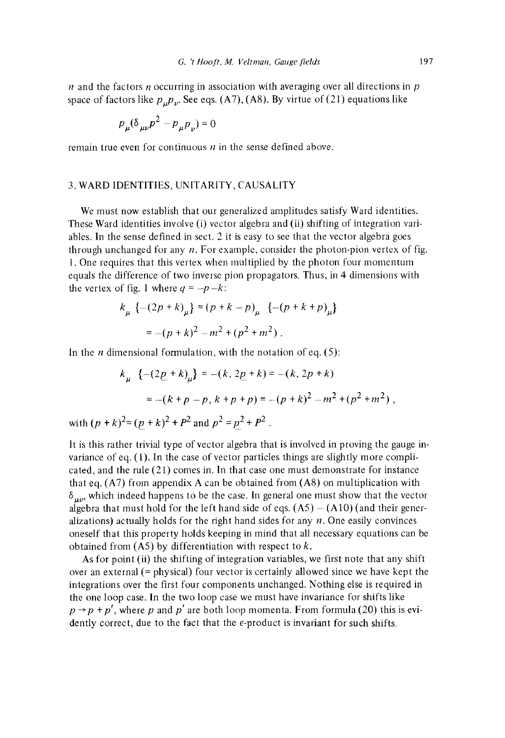$n$ and the factors $n$ occurring in association with averaging over all directions in $p$ space of factors like $p_\mu p_\nu$. See eqs. (A7), (A8). By virtue of (21) equations like

$$p_\mu(\delta_{\mu\nu}p^2 - p_\mu p_\nu) = 0$$

remain true even for continuous $n$ in the sense defined above.

## 3. WARD IDENTITIES, UNITARITY, CAUSALITY

We must now establish that our generalized amplitudes satisfy Ward identities. These Ward identities involve (i) vector algebra and (ii) shifting of integration variables. In the sense defined in sect. 2 it is easy to see that the vector algebra goes through unchanged for any $n$. For example, consider the photon-pion vertex of fig. 1. One requires that this vertex when multiplied by the photon four momentum equals the difference of two inverse pion propagators. Thus, in 4 dimensions with the vertex of fig. 1 where $q = -p - k$:

$$k_\mu \{-(2p+k)_\mu\} = (p+k-p)_\mu \{-(p+k+p)_\mu\}$$
$$= -(p+k)^2 - m^2 + (p^2 + m^2)\,.$$

In the $n$ dimensional formulation, with the notation of eq. (5):

$$k_\mu \{-(2\underline{p}+k)_\mu\} = -(k, 2\underline{p}+k) = -(k, 2p+k)$$
$$= -(k+p-p, k+p+p) = -(p+k)^2 - m^2 + (p^2+m^2)\,,$$

with $(p+k)^2 = (\underline{p}+k)^2 + P^2$ and $p^2 = \underline{p}^2 + P^2$.

It is this rather trivial type of vector algebra that is involved in proving the gauge invariance of eq. (1). In the case of vector particles things are slightly more complicated, and the rule (21) comes in. In that case one must demonstrate for instance that eq. (A7) from appendix A can be obtained from (A8) on multiplication with $\delta_{\mu\nu}$, which indeed happens to be the case. In general one must show that the vector algebra that must hold for the left hand side of eqs. (A5) – (A10) (and their generalizations) actually holds for the right hand sides for any $n$. One easily convinces oneself that this property holds keeping in mind that all necessary equations can be obtained from (A5) by differentiation with respect to $k$.

As for point (ii) the shifting of integration variables, we first note that any shift over an external (= physical) four vector is certainly allowed since we have kept the integrations over the first four components unchanged. Nothing else is required in the one loop case. In the two loop case we must have invariance for shifts like $p \to p + p'$, where $p$ and $p'$ are both loop momenta. From formula (20) this is evidently correct, due to the fact that the $\epsilon$-product is invariant for such shifts.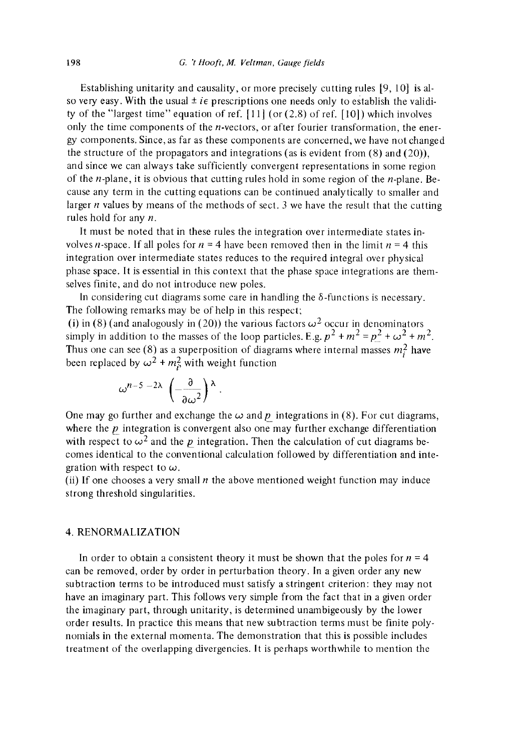Establishing unitarity and causality, or more precisely cutting rules [9, 10] is also very easy. With the usual $\pm i\epsilon$ prescriptions one needs only to establish the validity of the "largest time" equation of ref. [11] (or (2.8) of ref. [10]) which involves only the time components of the $n$-vectors, or after fourier transformation, the energy components. Since, as far as these components are concerned, we have not changed the structure of the propagators and integrations (as is evident from (8) and (20)), and since we can always take sufficiently convergent representations in some region of the $n$-plane, it is obvious that cutting rules hold in some region of the $n$-plane. Because any term in the cutting equations can be continued analytically to smaller and larger $n$ values by means of the methods of sect. 3 we have the result that the cutting rules hold for any $n$.

It must be noted that in these rules the integration over intermediate states involves $n$-space. If all poles for $n = 4$ have been removed then in the limit $n = 4$ this integration over intermediate states reduces to the required integral over physical phase space. It is essential in this context that the phase space integrations are themselves finite, and do not introduce new poles.

In considering cut diagrams some care in handling the $\delta$-functions is necessary. The following remarks may be of help in this respect;

(i) in (8) (and analogously in (20)) the various factors $\omega^2$ occur in denominators simply in addition to the masses of the loop particles. E.g. $p^2 + m^2 = \underline{p}^2 + \omega^2 + m^2$. Thus one can see (8) as a superposition of diagrams where internal masses $m_i^2$ have been replaced by $\omega^2 + m_i^2$ with weight function

$$\omega^{n-5-2\lambda}\left(-\frac{\partial}{\partial\omega^2}\right)^{\lambda}.$$

One may go further and exchange the $\omega$ and $\underline{p}$ integrations in (8). For cut diagrams, where the $\underline{p}$ integration is convergent also one may further exchange differentiation with respect to $\omega^2$ and the $\underline{p}$ integration. Then the calculation of cut diagrams becomes identical to the conventional calculation followed by differentiation and integration with respect to $\omega$.

(ii) If one chooses a very small $n$ the above mentioned weight function may induce strong threshold singularities.

## 4. RENORMALIZATION

In order to obtain a consistent theory it must be shown that the poles for $n = 4$ can be removed, order by order in perturbation theory. In a given order any new subtraction terms to be introduced must satisfy a stringent criterion: they may not have an imaginary part. This follows very simple from the fact that in a given order the imaginary part, through unitarity, is determined unambigeously by the lower order results. In practice this means that new subtraction terms must be finite polynomials in the external momenta. The demonstration that this is possible includes treatment of the overlapping divergencies. It is perhaps worthwhile to mention the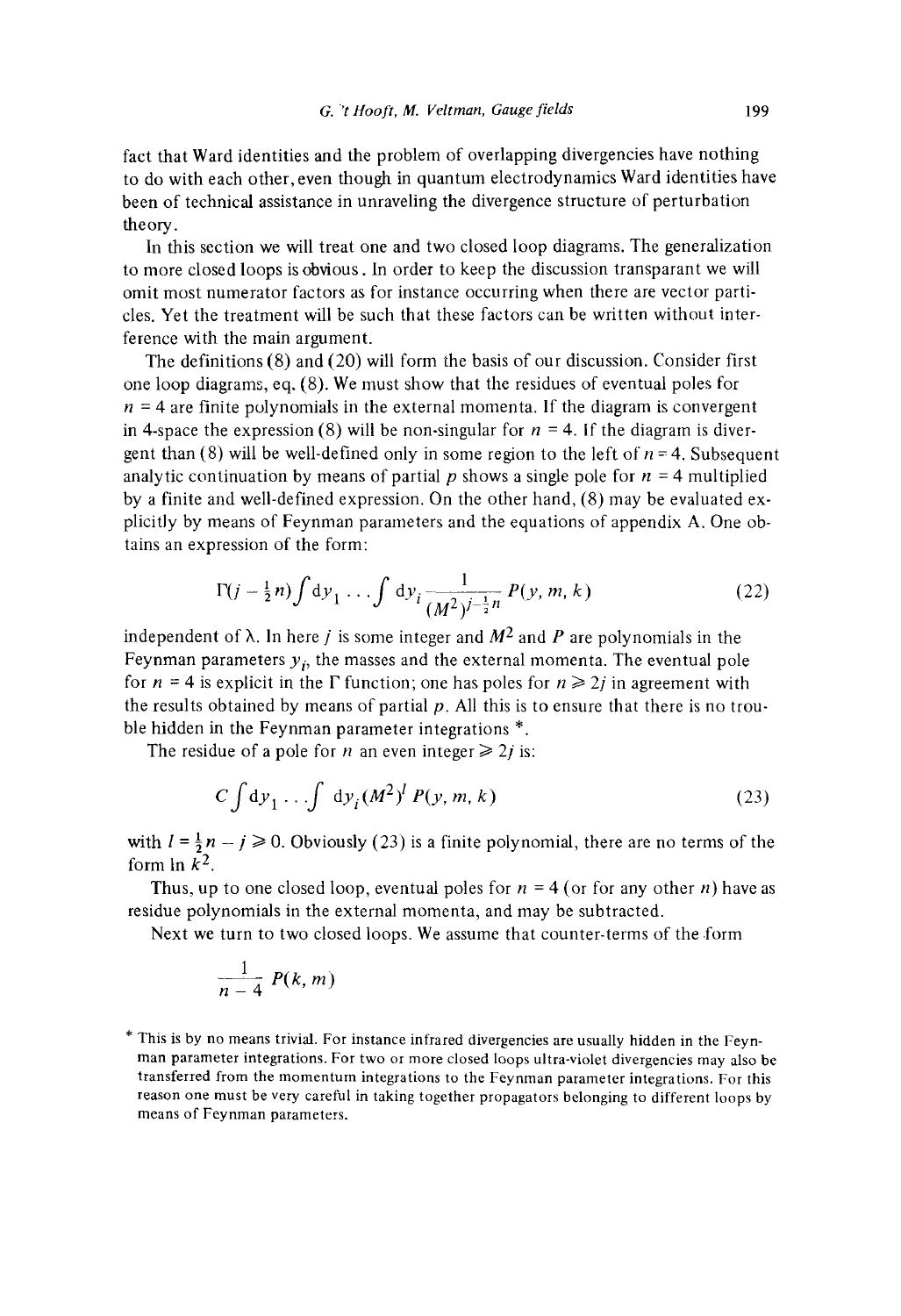fact that Ward identities and the problem of overlapping divergencies have nothing to do with each other, even though in quantum electrodynamics Ward identities have been of technical assistance in unraveling the divergence structure of perturbation theory.

In this section we will treat one and two closed loop diagrams. The generalization to more closed loops is obvious. In order to keep the discussion transparant we will omit most numerator factors as for instance occurring when there are vector particles. Yet the treatment will be such that these factors can be written without interference with the main argument.

The definitions (8) and (20) will form the basis of our discussion. Consider first one loop diagrams, eq. (8). We must show that the residues of eventual poles for $n = 4$ are finite polynomials in the external momenta. If the diagram is convergent in 4-space the expression (8) will be non-singular for $n = 4$. If the diagram is divergent than (8) will be well-defined only in some region to the left of $n = 4$. Subsequent analytic continuation by means of partial $p$ shows a single pole for $n = 4$ multiplied by a finite and well-defined expression. On the other hand, (8) may be evaluated explicitly by means of Feynman parameters and the equations of appendix A. One obtains an expression of the form:

$$\Gamma(j - \tfrac{1}{2}n) \int \mathrm{d}y_1 \ldots \int \mathrm{d}y_i \frac{1}{(M^2)^{j-\frac{1}{2}n}} P(y, m, k) \tag{22}$$

independent of $\lambda$. In here $j$ is some integer and $M^2$ and $P$ are polynomials in the Feynman parameters $y_i$, the masses and the external momenta. The eventual pole for $n = 4$ is explicit in the $\Gamma$ function; one has poles for $n \geqslant 2j$ in agreement with the results obtained by means of partial $p$. All this is to ensure that there is no trouble hidden in the Feynman parameter integrations *.

The residue of a pole for $n$ an even integer $\geqslant 2j$ is:

$$C \int \mathrm{d}y_1 \ldots \int \mathrm{d}y_i (M^2)^l \, P(y, m, k) \tag{23}$$

with $l = \frac{1}{2}n - j \geqslant 0$. Obviously (23) is a finite polynomial, there are no terms of the form $\ln k^2$.

Thus, up to one closed loop, eventual poles for $n = 4$ (or for any other $n$) have as residue polynomials in the external momenta, and may be subtracted.

Next we turn to two closed loops. We assume that counter-terms of the form

$$\frac{1}{n-4} P(k, m)$$

* This is by no means trivial. For instance infrared divergencies are usually hidden in the Feynman parameter integrations. For two or more closed loops ultra-violet divergencies may also be transferred from the momentum integrations to the Feynman parameter integrations. For this reason one must be very careful in taking together propagators belonging to different loops by means of Feynman parameters.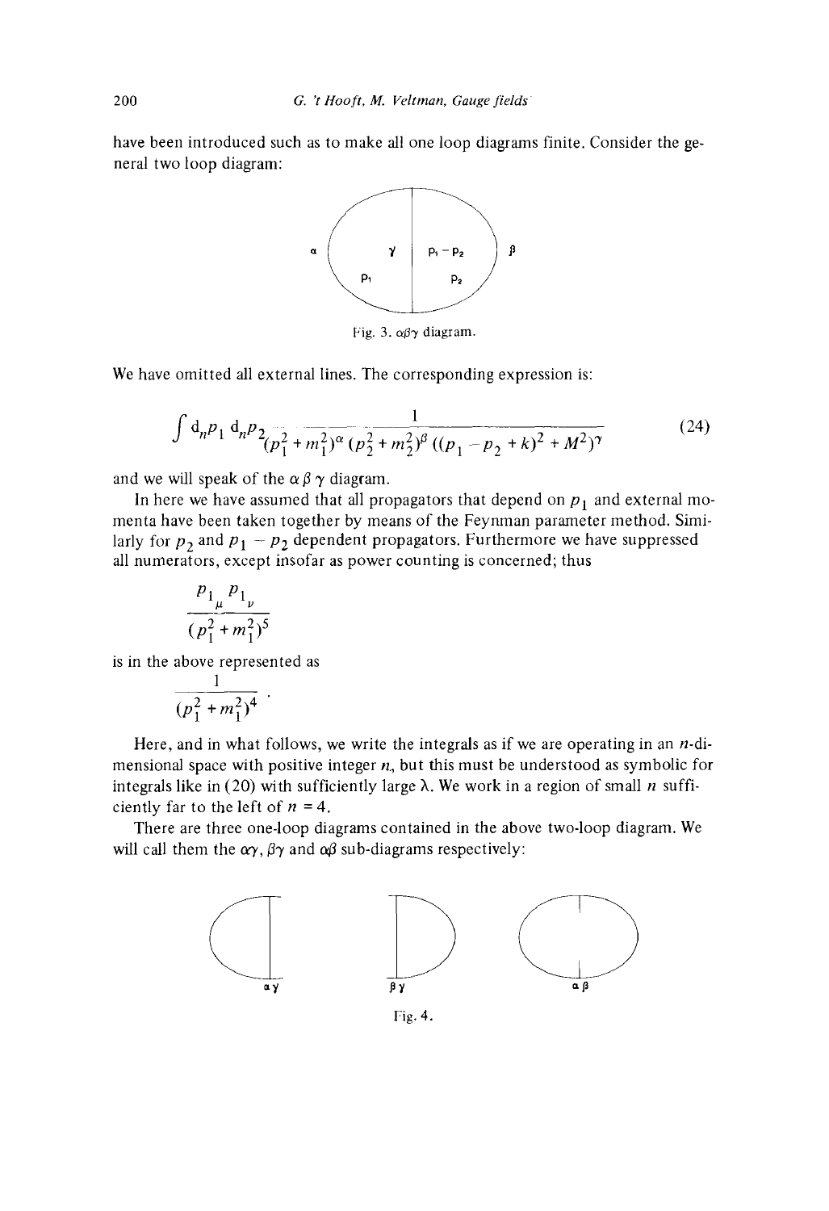have been introduced such as to make all one loop diagrams finite. Consider the general two loop diagram:

Fig. 3. $\alpha\beta\gamma$ diagram.

We have omitted all external lines. The corresponding expression is:

$$\int \mathrm{d}_n p_1 \, \mathrm{d}_n p_2 \frac{1}{(p_1^2 + m_1^2)^\alpha \, (p_2^2 + m_2^2)^\beta \, ((p_1 - p_2 + k)^2 + M^2)^\gamma} \tag{24}$$

and we will speak of the $\alpha\,\beta\,\gamma$ diagram.

In here we have assumed that all propagators that depend on $p_1$ and external momenta have been taken together by means of the Feynman parameter method. Similarly for $p_2$ and $p_1 - p_2$ dependent propagators. Furthermore we have suppressed all numerators, except insofar as power counting is concerned; thus

$$\frac{p_{1_\mu} \, p_{1_\nu}}{(p_1^2 + m_1^2)^5}$$

is in the above represented as

$$\frac{1}{(p_1^2 + m_1^2)^4} \, .$$

Here, and in what follows, we write the integrals as if we are operating in an $n$-dimensional space with positive integer $n$, but this must be understood as symbolic for integrals like in (20) with sufficiently large $\lambda$. We work in a region of small $n$ sufficiently far to the left of $n = 4$.

There are three one-loop diagrams contained in the above two-loop diagram. We will call them the $\alpha\gamma$, $\beta\gamma$ and $\alpha\beta$ sub-diagrams respectively:

Fig. 4.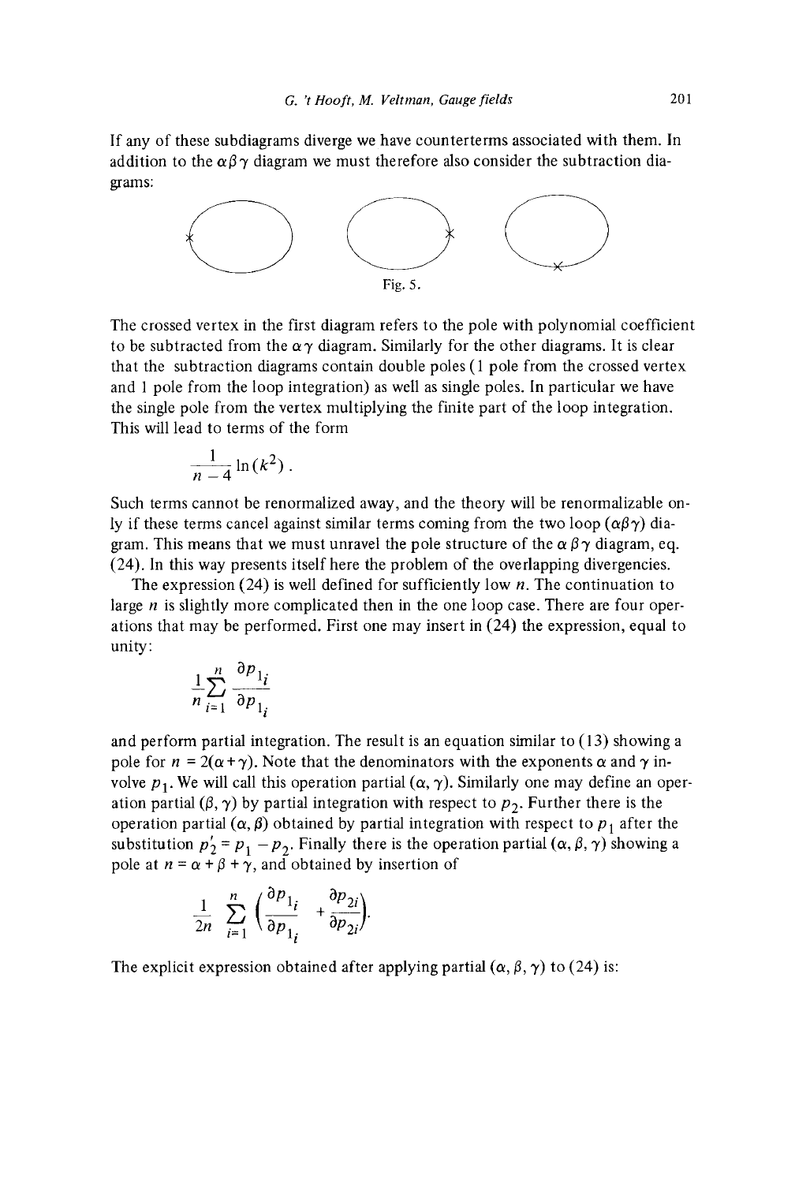If any of these subdiagrams diverge we have counterterms associated with them. In addition to the $\alpha\beta\gamma$ diagram we must therefore also consider the subtraction diagrams:

Fig. 5.

The crossed vertex in the first diagram refers to the pole with polynomial coefficient to be subtracted from the $\alpha\gamma$ diagram. Similarly for the other diagrams. It is clear that the subtraction diagrams contain double poles (1 pole from the crossed vertex and 1 pole from the loop integration) as well as single poles. In particular we have the single pole from the vertex multiplying the finite part of the loop integration. This will lead to terms of the form

$$\frac{1}{n-4} \ln (k^2) .$$

Such terms cannot be renormalized away, and the theory will be renormalizable only if these terms cancel against similar terms coming from the two loop ($\alpha\beta\gamma$) diagram. This means that we must unravel the pole structure of the $\alpha\beta\gamma$ diagram, eq. (24). In this way presents itself here the problem of the overlapping divergencies.

The expression (24) is well defined for sufficiently low $n$. The continuation to large $n$ is slightly more complicated then in the one loop case. There are four operations that may be performed. First one may insert in (24) the expression, equal to unity:

$$\frac{1}{n} \sum_{i=1}^{n} \frac{\partial p_{1_i}}{\partial p_{1_i}}$$

and perform partial integration. The result is an equation similar to (13) showing a pole for $n = 2(\alpha + \gamma)$. Note that the denominators with the exponents $\alpha$ and $\gamma$ involve $p_1$. We will call this operation partial $(\alpha, \gamma)$. Similarly one may define an operation partial $(\beta, \gamma)$ by partial integration with respect to $p_2$. Further there is the operation partial $(\alpha, \beta)$ obtained by partial integration with respect to $p_1$ after the substitution $p_2' = p_1 - p_2$. Finally there is the operation partial $(\alpha, \beta, \gamma)$ showing a pole at $n = \alpha + \beta + \gamma$, and obtained by insertion of

$$\frac{1}{2n} \sum_{i=1}^{n} \left( \frac{\partial p_{1_i}}{\partial p_{1_i}} + \frac{\partial p_{2i}}{\partial p_{2i}} \right).$$

The explicit expression obtained after applying partial $(\alpha, \beta, \gamma)$ to (24) is: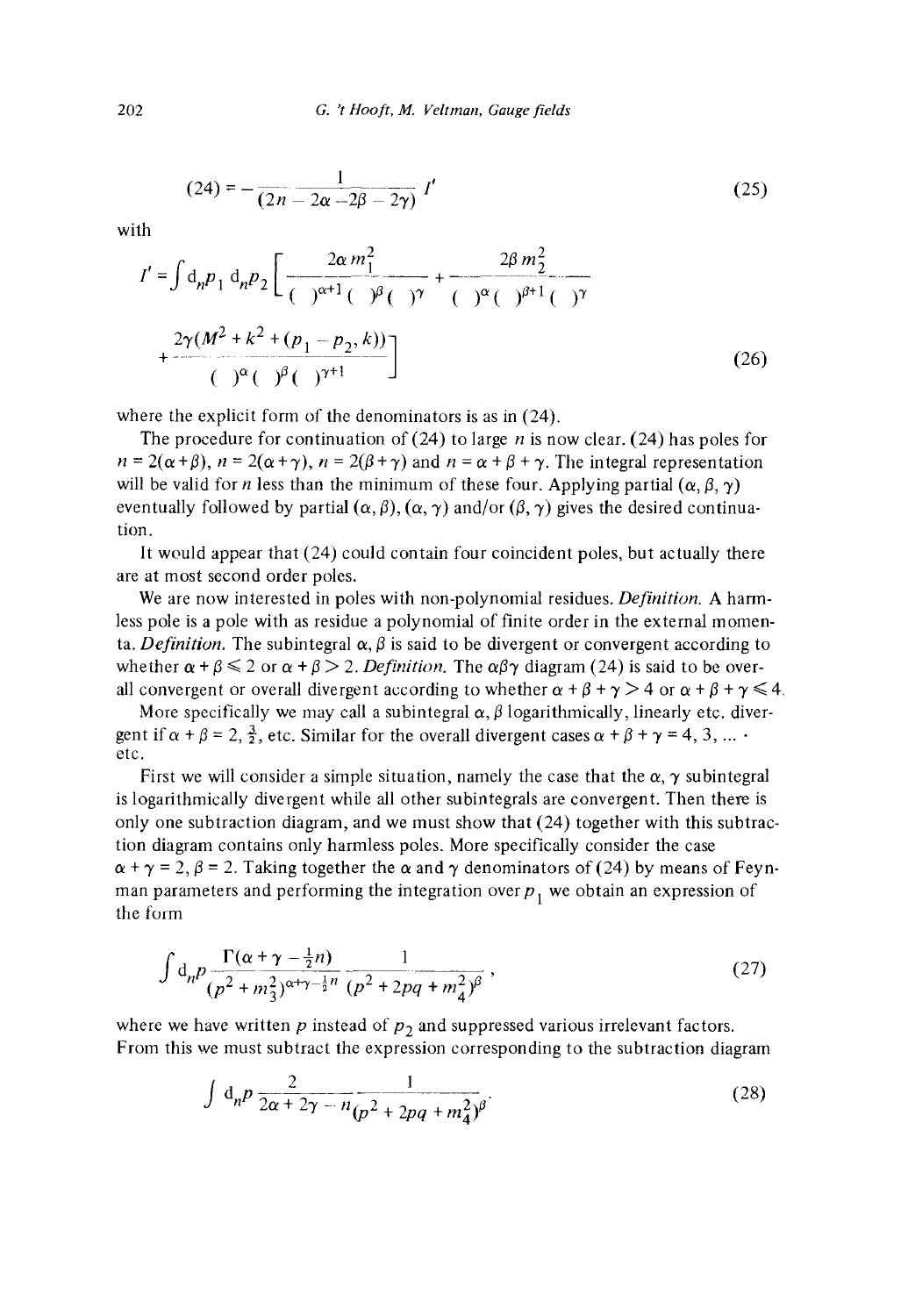$$(24) = -\frac{1}{(2n - 2\alpha - 2\beta - 2\gamma)} I' \tag{25}$$

with

$$I' = \int d_n p_1 \, d_n p_2 \left[ \frac{2\alpha m_1^2}{(\ )^{\alpha+1} (\ )^{\beta} (\ )^{\gamma}} + \frac{2\beta m_2^2}{(\ )^{\alpha} (\ )^{\beta+1} (\ )^{\gamma}} \right.$$

$$\left. + \frac{2\gamma (M^2 + k^2 + (p_1 - p_2, k))}{(\ )^{\alpha} (\ )^{\beta} (\ )^{\gamma+1}} \right] \tag{26}$$

where the explicit form of the denominators is as in (24).

The procedure for continuation of (24) to large $n$ is now clear. (24) has poles for $n = 2(\alpha + \beta)$, $n = 2(\alpha + \gamma)$, $n = 2(\beta + \gamma)$ and $n = \alpha + \beta + \gamma$. The integral representation will be valid for $n$ less than the minimum of these four. Applying partial $(\alpha, \beta, \gamma)$ eventually followed by partial $(\alpha, \beta)$, $(\alpha, \gamma)$ and/or $(\beta, \gamma)$ gives the desired continuation.

It would appear that (24) could contain four coincident poles, but actually there are at most second order poles.

We are now interested in poles with non-polynomial residues. *Definition.* A harmless pole is a pole with as residue a polynomial of finite order in the external momenta. *Definition.* The subintegral $\alpha, \beta$ is said to be divergent or convergent according to whether $\alpha + \beta \leqslant 2$ or $\alpha + \beta > 2$. *Definition.* The $\alpha\beta\gamma$ diagram (24) is said to be overall convergent or overall divergent according to whether $\alpha + \beta + \gamma > 4$ or $\alpha + \beta + \gamma \leqslant 4$.

More specifically we may call a subintegral $\alpha, \beta$ logarithmically, linearly etc. divergent if $\alpha + \beta = 2, \frac{3}{2}$, etc. Similar for the overall divergent cases $\alpha + \beta + \gamma = 4, 3, \ldots$ etc.

First we will consider a simple situation, namely the case that the $\alpha, \gamma$ subintegral is logarithmically divergent while all other subintegrals are convergent. Then there is only one subtraction diagram, and we must show that (24) together with this subtraction diagram contains only harmless poles. More specifically consider the case $\alpha + \gamma = 2$, $\beta = 2$. Taking together the $\alpha$ and $\gamma$ denominators of (24) by means of Feynman parameters and performing the integration over $p_1$ we obtain an expression of the form

$$\int d_n p \frac{\Gamma(\alpha + \gamma - \frac{1}{2}n)}{(p^2 + m_3^2)^{\alpha + \gamma - \frac{1}{2}n}} \frac{1}{(p^2 + 2pq + m_4^2)^{\beta}}, \tag{27}$$

where we have written $p$ instead of $p_2$ and suppressed various irrelevant factors. From this we must subtract the expression corresponding to the subtraction diagram

$$\int d_n p \frac{2}{2\alpha + 2\gamma - n} \frac{1}{(p^2 + 2pq + m_4^2)^{\beta}}. \tag{28}$$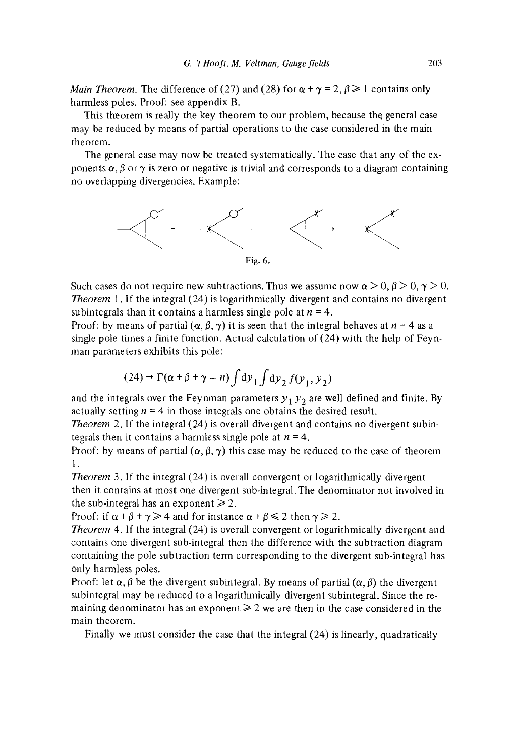*Main Theorem.* The difference of (27) and (28) for $\alpha + \gamma = 2, \beta \geqslant 1$ contains only harmless poles. Proof: see appendix B.

This theorem is really the key theorem to our problem, because the general case may be reduced by means of partial operations to the case considered in the main theorem.

The general case may now be treated systematically. The case that any of the exponents $\alpha, \beta$ or $\gamma$ is zero or negative is trivial and corresponds to a diagram containing no overlapping divergencies. Example:

Fig. 6.

Such cases do not require new subtractions. Thus we assume now $\alpha > 0, \beta > 0, \gamma > 0$.

*Theorem* 1. If the integral (24) is logarithmically divergent and contains no divergent subintegrals than it contains a harmless single pole at $n = 4$.

Proof: by means of partial $(\alpha, \beta, \gamma)$ it is seen that the integral behaves at $n = 4$ as a single pole times a finite function. Actual calculation of (24) with the help of Feynman parameters exhibits this pole:

$$(24) \to \Gamma(\alpha + \beta + \gamma - n) \int \mathrm{d}y_1 \int \mathrm{d}y_2 \, f(y_1, y_2)$$

and the integrals over the Feynman parameters $y_1 y_2$ are well defined and finite. By actually setting $n = 4$ in those integrals one obtains the desired result.

*Theorem* 2. If the integral (24) is overall divergent and contains no divergent subintegrals then it contains a harmless single pole at $n = 4$.

Proof: by means of partial $(\alpha, \beta, \gamma)$ this case may be reduced to the case of theorem 1.

*Theorem* 3. If the integral (24) is overall convergent or logarithmically divergent then it contains at most one divergent sub-integral. The denominator not involved in the sub-integral has an exponent $\geqslant 2$.

Proof: if $\alpha + \beta + \gamma \geqslant 4$ and for instance $\alpha + \beta \leqslant 2$ then $\gamma \geqslant 2$.

*Theorem* 4. If the integral (24) is overall convergent or logarithmically divergent and contains one divergent sub-integral then the difference with the subtraction diagram containing the pole subtraction term corresponding to the divergent sub-integral has only harmless poles.

Proof: let $\alpha, \beta$ be the divergent subintegral. By means of partial $(\alpha, \beta)$ the divergent subintegral may be reduced to a logarithmically divergent subintegral. Since the remaining denominator has an exponent $\geqslant 2$ we are then in the case considered in the main theorem.

Finally we must consider the case that the integral (24) is linearly, quadratically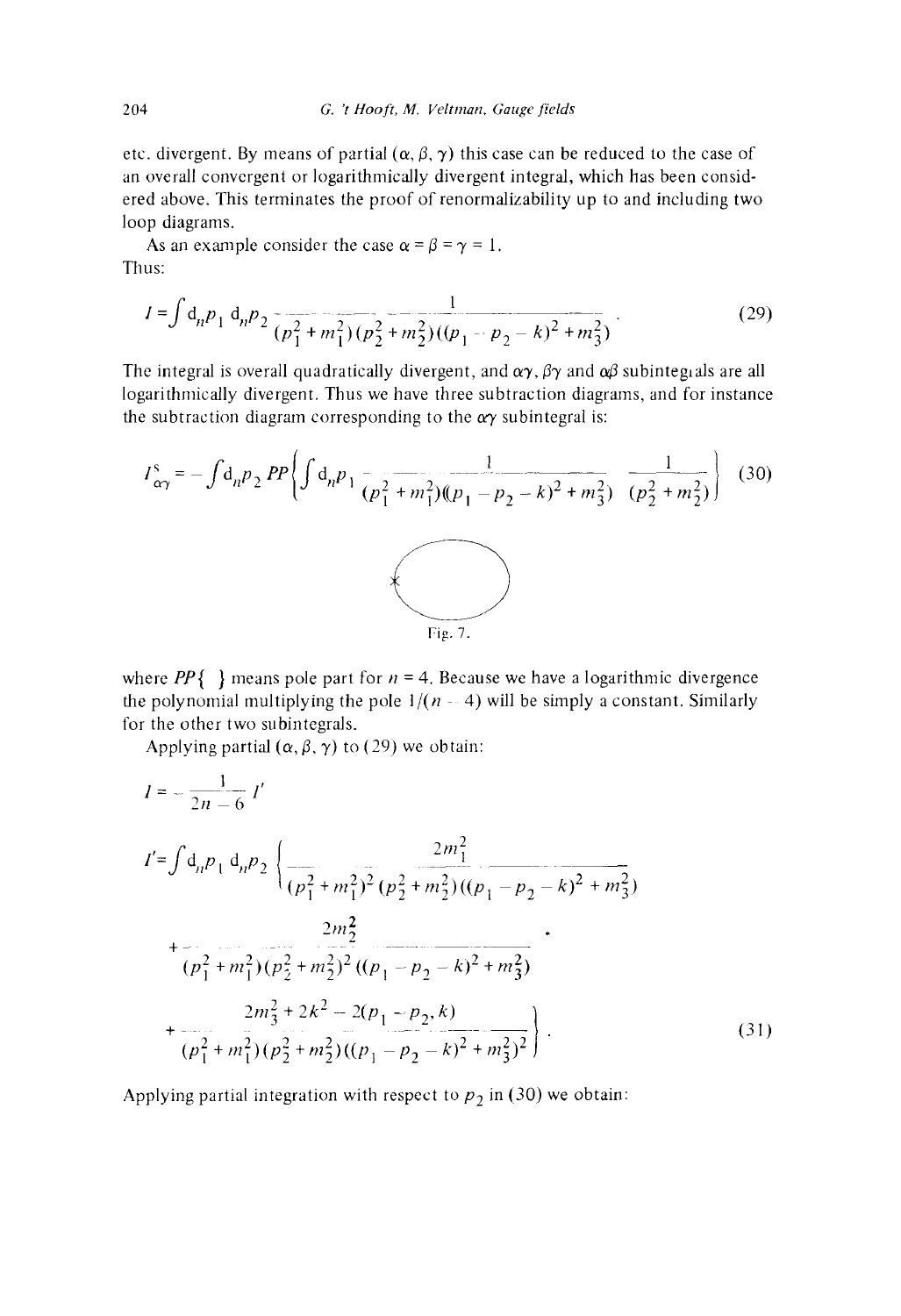etc. divergent. By means of partial $(\alpha, \beta, \gamma)$ this case can be reduced to the case of an overall convergent or logarithmically divergent integral, which has been considered above. This terminates the proof of renormalizability up to and including two loop diagrams.

As an example consider the case $\alpha = \beta = \gamma = 1$.
Thus:

$$I = \int d_n p_1 \, d_n p_2 \, \frac{1}{(p_1^2 + m_1^2)(p_2^2 + m_2^2)((p_1 - p_2 - k)^2 + m_3^2)} \,. \tag{29}$$

The integral is overall quadratically divergent, and $\alpha\gamma$, $\beta\gamma$ and $\alpha\beta$ subintegrals are all logarithmically divergent. Thus we have three subtraction diagrams, and for instance the subtraction diagram corresponding to the $\alpha\gamma$ subintegral is:

$$I^{\mathrm{s}}_{\alpha\gamma} = -\int d_n p_2 \, PP\left\{ \int d_n p_1 \, \frac{1}{(p_1^2 + m_1^2)((p_1 - p_2 - k)^2 + m_3^2)} \; \frac{1}{(p_2^2 + m_2^2)} \right\} \tag{30}$$

Fig. 7.

where $PP\{\;\}$ means pole part for $n = 4$. Because we have a logarithmic divergence the polynomial multiplying the pole $1/(n-4)$ will be simply a constant. Similarly for the other two subintegrals.

Applying partial $(\alpha, \beta, \gamma)$ to (29) we obtain:

$$I = -\frac{1}{2n - 6} I'$$

$$\begin{aligned} I' = \int d_n p_1 \, d_n p_2 \Bigg\{ & \frac{2m_1^2}{(p_1^2 + m_1^2)^2 (p_2^2 + m_2^2)((p_1 - p_2 - k)^2 + m_3^2)} \\ & + \frac{2m_2^2}{(p_1^2 + m_1^2)(p_2^2 + m_2^2)^2 ((p_1 - p_2 - k)^2 + m_3^2)} \\ & + \frac{2m_3^2 + 2k^2 - 2(p_1 - p_2, k)}{(p_1^2 + m_1^2)(p_2^2 + m_2^2)((p_1 - p_2 - k)^2 + m_3^2)^2} \Bigg\} \,. \end{aligned} \tag{31}$$

Applying partial integration with respect to $p_2$ in (30) we obtain: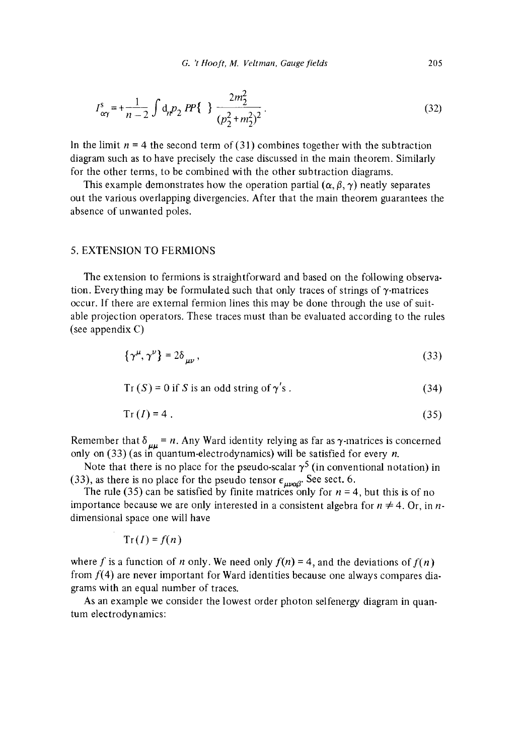$$I^s_{\alpha\gamma} = +\frac{1}{n-2}\int d_n p_2 \, PP\{\ \}\, \frac{2m_2^2}{(p_2^2+m_2^2)^2}\,. \tag{32}$$

In the limit $n = 4$ the second term of (31) combines together with the subtraction diagram such as to have precisely the case discussed in the main theorem. Similarly for the other terms, to be combined with the other subtraction diagrams.

This example demonstrates how the operation partial $(\alpha, \beta, \gamma)$ neatly separates out the various overlapping divergencies. After that the main theorem guarantees the absence of unwanted poles.

## 5. EXTENSION TO FERMIONS

The extension to fermions is straightforward and based on the following observation. Everything may be formulated such that only traces of strings of $\gamma$-matrices occur. If there are external fermion lines this may be done through the use of suitable projection operators. These traces must than be evaluated according to the rules (see appendix C)

$$\{\gamma^\mu, \gamma^\nu\} = 2\delta_{\mu\nu}\,, \tag{33}$$

$$\mathrm{Tr}\,(S) = 0 \text{ if } S \text{ is an odd string of } \gamma\text{'s}\,. \tag{34}$$

$$\mathrm{Tr}\,(I) = 4\,. \tag{35}$$

Remember that $\delta_{\mu\mu} = n$. Any Ward identity relying as far as $\gamma$-matrices is concerned only on (33) (as in quantum-electrodynamics) will be satisfied for every $n$.

Note that there is no place for the pseudo-scalar $\gamma^5$ (in conventional notation) in (33), as there is no place for the pseudo tensor $\epsilon_{\mu\nu\alpha\beta}$. See sect. 6.

The rule (35) can be satisfied by finite matrices only for $n = 4$, but this is of no importance because we are only interested in a consistent algebra for $n \neq 4$. Or, in $n$-dimensional space one will have

$$\mathrm{Tr}\,(I) = f(n)$$

where $f$ is a function of $n$ only. We need only $f(n) = 4$, and the deviations of $f(n)$ from $f(4)$ are never important for Ward identities because one always compares diagrams with an equal number of traces.

As an example we consider the lowest order photon selfenergy diagram in quantum electrodynamics: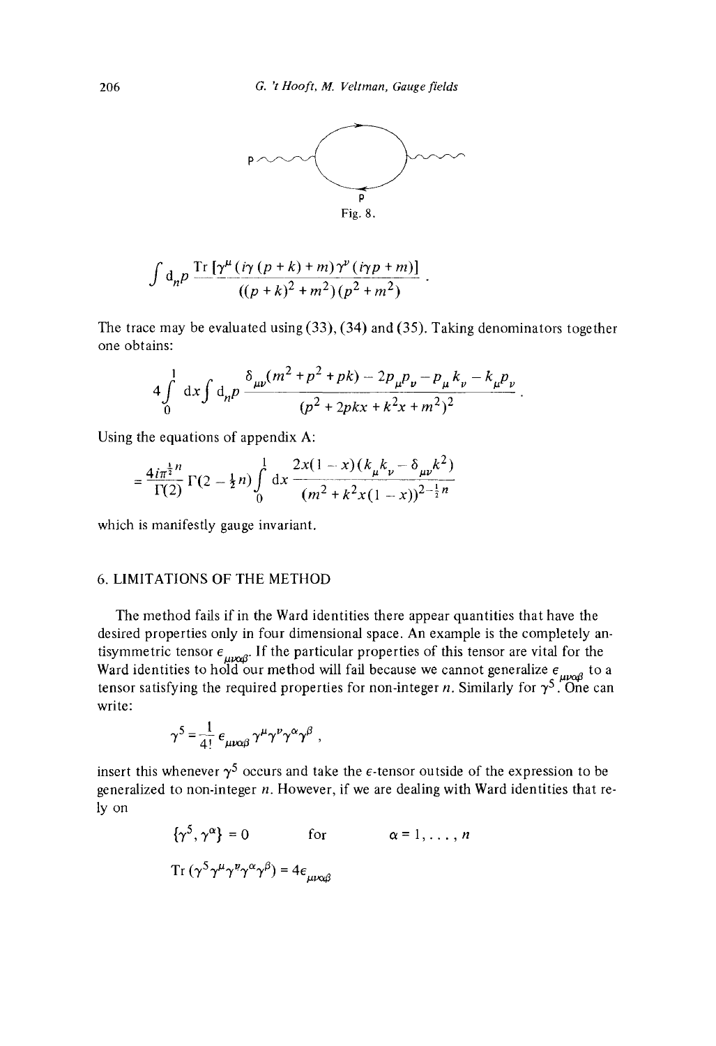Fig. 8.

$$\int \mathrm{d}_n p \, \frac{\mathrm{Tr}\,[\gamma^\mu (i\gamma (p+k) + m)\gamma^\nu (i\gamma p + m)]}{((p+k)^2 + m^2)(p^2 + m^2)} \, .$$

The trace may be evaluated using (33), (34) and (35). Taking denominators together one obtains:

$$4 \int_0^1 \mathrm{d}x \int \mathrm{d}_n p \, \frac{\delta_{\mu\nu}(m^2 + p^2 + pk) - 2p_\mu p_\nu - p_\mu k_\nu - k_\mu p_\nu}{(p^2 + 2pkx + k^2 x + m^2)^2} \, .$$

Using the equations of appendix A:

$$= \frac{4 i \pi^{\frac{1}{2}n}}{\Gamma(2)} \Gamma(2 - \tfrac{1}{2}n) \int_0^1 \mathrm{d}x \, \frac{2x(1-x)(k_\mu k_\nu - \delta_{\mu\nu} k^2)}{(m^2 + k^2 x(1-x))^{2 - \frac{1}{2}n}}$$

which is manifestly gauge invariant.

## 6. LIMITATIONS OF THE METHOD

The method fails if in the Ward identities there appear quantities that have the desired properties only in four dimensional space. An example is the completely antisymmetric tensor $\epsilon_{\mu\nu\alpha\beta}$. If the particular properties of this tensor are vital for the Ward identities to hold our method will fail because we cannot generalize $\epsilon_{\mu\nu\alpha\beta}$ to a tensor satisfying the required properties for non-integer $n$. Similarly for $\gamma^5$. One can write:

$$\gamma^5 = \frac{1}{4!} \epsilon_{\mu\nu\alpha\beta} \gamma^\mu \gamma^\nu \gamma^\alpha \gamma^\beta \, ,$$

insert this whenever $\gamma^5$ occurs and take the $\epsilon$-tensor outside of the expression to be generalized to non-integer $n$. However, if we are dealing with Ward identities that rely on

$$\{\gamma^5, \gamma^\alpha\} = 0 \qquad \text{for} \qquad \alpha = 1, \ldots, n$$

$$\mathrm{Tr}\,(\gamma^5 \gamma^\mu \gamma^\nu \gamma^\alpha \gamma^\beta) = 4 \epsilon_{\mu\nu\alpha\beta}$$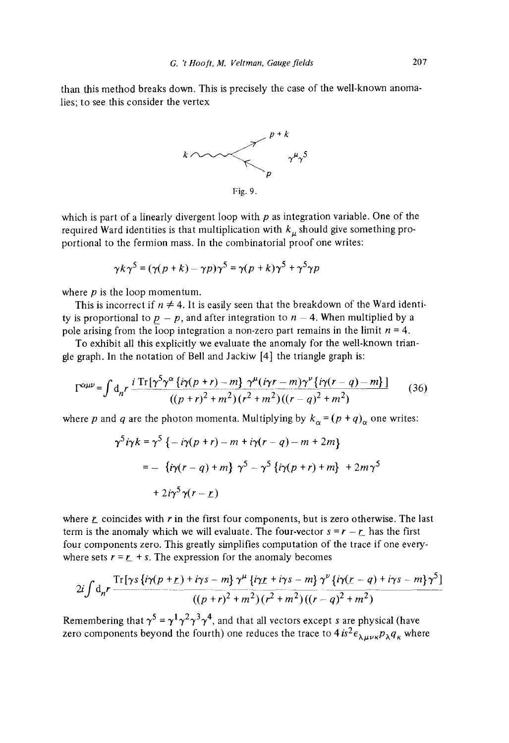than this method breaks down. This is precisely the case of the well-known anomalies; to see this consider the vertex

Fig. 9.

which is part of a linearly divergent loop with $p$ as integration variable. One of the required Ward identities is that multiplication with $k_\mu$ should give something proportional to the fermion mass. In the combinatorial proof one writes:

$$\gamma k \gamma^5 = (\gamma(p+k) - \gamma p)\gamma^5 = \gamma(p+k)\gamma^5 + \gamma^5 \gamma p$$

where $p$ is the loop momentum.

This is incorrect if $n \neq 4$. It is easily seen that the breakdown of the Ward identity is proportional to $\underline{p} - p$, and after integration to $n - 4$. When multiplied by a pole arising from the loop integration a non-zero part remains in the limit $n = 4$.

To exhibit all this explicitly we evaluate the anomaly for the well-known triangle graph. In the notation of Bell and Jackiw [4] the triangle graph is:

$$\Gamma^{\alpha\mu\nu} = \int \mathrm{d}_n r \, \frac{i \, \mathrm{Tr}[\gamma^5 \gamma^\alpha \{i\gamma(p+r) - m\} \, \gamma^\mu (i\gamma r - m) \gamma^\nu \{i\gamma(r-q) - m\}]}{((p+r)^2 + m^2)(r^2 + m^2)((r-q)^2 + m^2)} \tag{36}$$

where $p$ and $q$ are the photon momenta. Multiplying by $k_\alpha = (p+q)_\alpha$ one writes:

$$\begin{aligned}
\gamma^5 i\gamma k &= \gamma^5 \{-i\gamma(p+r) - m + i\gamma(r-q) - m + 2m\} \\
&= -\{i\gamma(r-q) + m\} \gamma^5 - \gamma^5 \{i\gamma(p+r) + m\} + 2m\gamma^5 \\
&\quad + 2i\gamma^5 \gamma(r - \underline{r})
\end{aligned}$$

where $\underline{r}$ coincides with $r$ in the first four components, but is zero otherwise. The last term is the anomaly which we will evaluate. The four-vector $s = r - \underline{r}$ has the first four components zero. This greatly simplifies computation of the trace if one everywhere sets $r = \underline{r} + s$. The expression for the anomaly becomes

$$2i \int \mathrm{d}_n r \, \frac{\mathrm{Tr}[\gamma s \{i\gamma(p+\underline{r}) + i\gamma s - m\} \, \gamma^\mu \{i\gamma\underline{r} + i\gamma s - m\} \, \gamma^\nu \{i\gamma(\underline{r} - q) + i\gamma s - m\} \gamma^5]}{((p+r)^2 + m^2)(r^2 + m^2)((r-q)^2 + m^2)}$$

Remembering that $\gamma^5 = \gamma^1 \gamma^2 \gamma^3 \gamma^4$, and that all vectors except $s$ are physical (have zero components beyond the fourth) one reduces the trace to $4is^2 \epsilon_{\lambda\mu\nu\kappa} p_\lambda q_\kappa$ where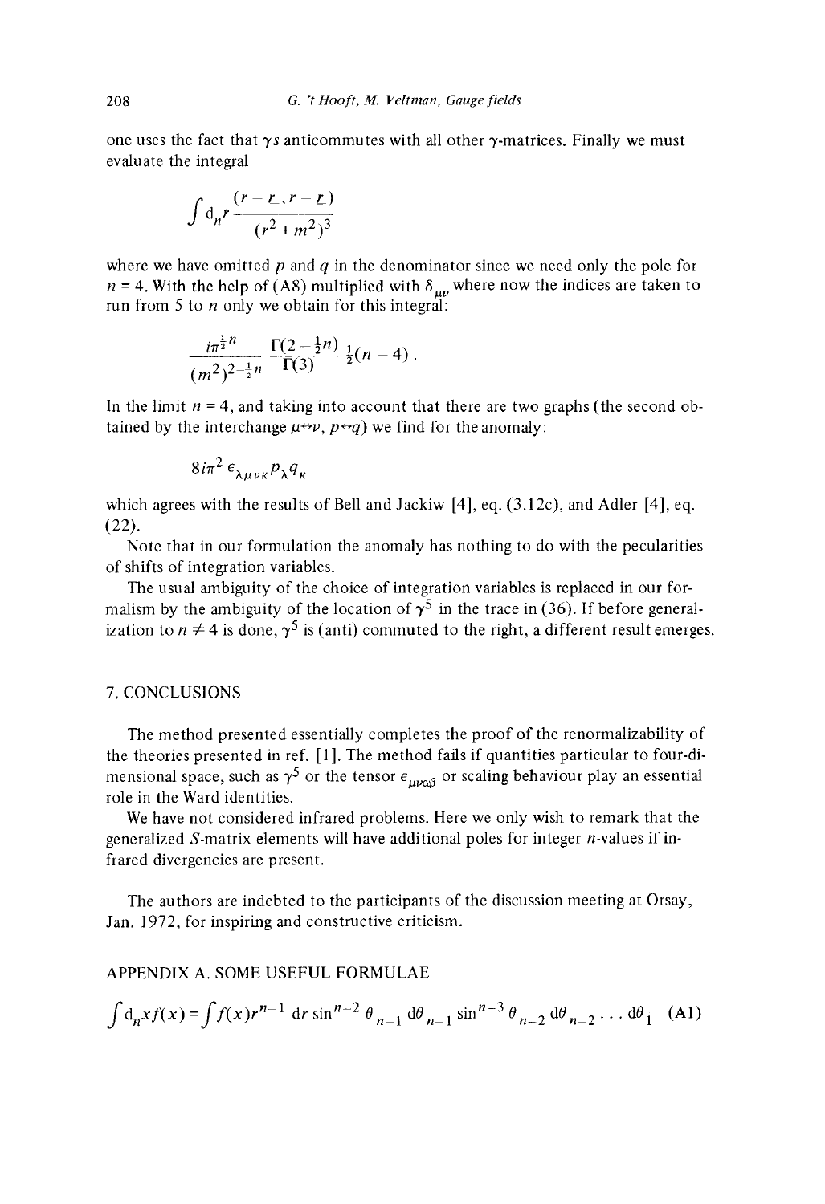one uses the fact that $\gamma_5$ anticommutes with all other $\gamma$-matrices. Finally we must evaluate the integral

$$\int \mathrm{d}_n r \, \frac{(r - \underline{r}, r - \underline{r})}{(r^2 + m^2)^3}$$

where we have omitted $p$ and $q$ in the denominator since we need only the pole for $n = 4$. With the help of (A8) multiplied with $\delta_{\mu\nu}$ where now the indices are taken to run from 5 to $n$ only we obtain for this integral:

$$\frac{i\pi^{\frac{1}{2}n}}{(m^2)^{2-\frac{1}{2}n}} \, \frac{\Gamma(2 - \frac{1}{2}n)}{\Gamma(3)} \, \tfrac{1}{2}(n-4) \, .$$

In the limit $n = 4$, and taking into account that there are two graphs (the second obtained by the interchange $\mu \leftrightarrow \nu$, $p \leftrightarrow q$) we find for the anomaly:

$$8 i \pi^2 \, \epsilon_{\lambda\mu\nu\kappa} \, p_\lambda q_\kappa$$

which agrees with the results of Bell and Jackiw [4], eq. (3.12c), and Adler [4], eq. (22).

Note that in our formulation the anomaly has nothing to do with the pecularities of shifts of integration variables.

The usual ambiguity of the choice of integration variables is replaced in our formalism by the ambiguity of the location of $\gamma^5$ in the trace in (36). If before generalization to $n \neq 4$ is done, $\gamma^5$ is (anti) commuted to the right, a different result emerges.

## 7. CONCLUSIONS

The method presented essentially completes the proof of the renormalizability of the theories presented in ref. [1]. The method fails if quantities particular to four-dimensional space, such as $\gamma^5$ or the tensor $\epsilon_{\mu\nu\alpha\beta}$ or scaling behaviour play an essential role in the Ward identities.

We have not considered infrared problems. Here we only wish to remark that the generalized $S$-matrix elements will have additional poles for integer $n$-values if infrared divergencies are present.

The authors are indebted to the participants of the discussion meeting at Orsay, Jan. 1972, for inspiring and constructive criticism.

## APPENDIX A. SOME USEFUL FORMULAE

$$\int \mathrm{d}_n x f(x) = \int f(x) r^{n-1} \, \mathrm{d}r \sin^{n-2}\theta_{n-1} \, \mathrm{d}\theta_{n-1} \sin^{n-3}\theta_{n-2} \, \mathrm{d}\theta_{n-2} \ldots \mathrm{d}\theta_1 \qquad \text{(A1)}$$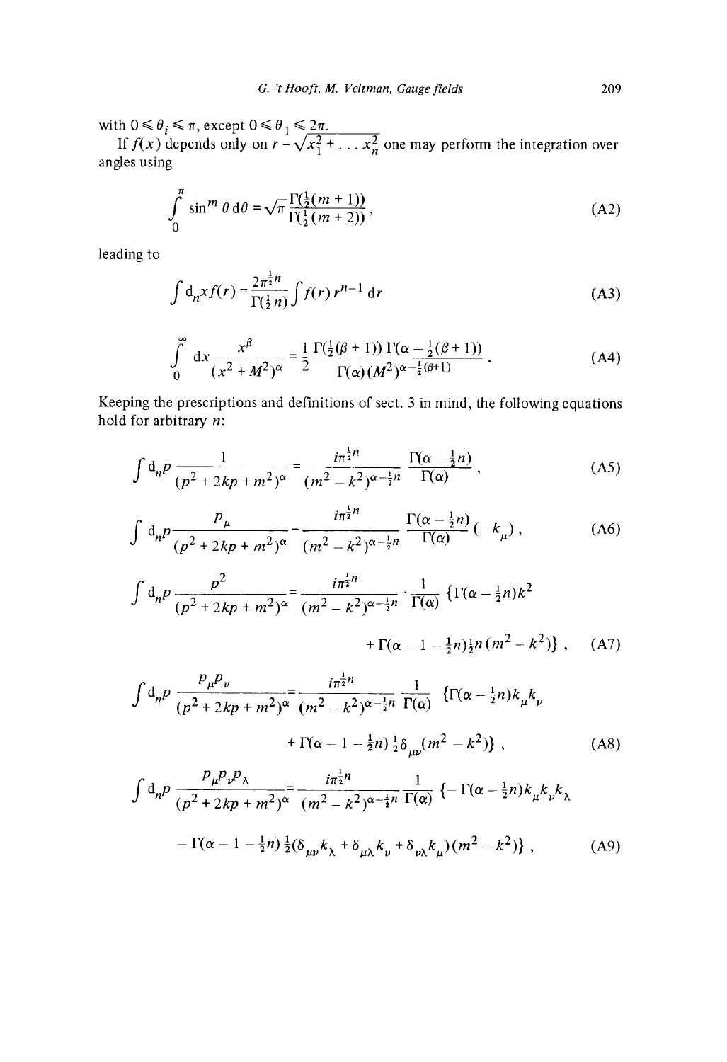with $0 \leqslant \theta_i \leqslant \pi$, except $0 \leqslant \theta_1 \leqslant 2\pi$.

If $f(x)$ depends only on $r = \sqrt{x_1^2 + \ldots x_n^2}$ one may perform the integration over angles using

$$\int_0^\pi \sin^m \theta \, \mathrm{d}\theta = \sqrt{\pi} \frac{\Gamma(\frac{1}{2}(m+1))}{\Gamma(\frac{1}{2}(m+2))}, \tag{A2}$$

leading to

$$\int \mathrm{d}_n x f(r) = \frac{2\pi^{\frac{1}{2}n}}{\Gamma(\frac{1}{2}n)} \int f(r) r^{n-1} \, \mathrm{d}r \tag{A3}$$

$$\int_0^\infty \mathrm{d}x \frac{x^\beta}{(x^2 + M^2)^\alpha} = \frac{1}{2} \frac{\Gamma(\frac{1}{2}(\beta+1)) \, \Gamma(\alpha - \frac{1}{2}(\beta+1))}{\Gamma(\alpha)(M^2)^{\alpha - \frac{1}{2}(\beta+1)}}. \tag{A4}$$

Keeping the prescriptions and definitions of sect. 3 in mind, the following equations hold for arbitrary $n$:

$$\int \mathrm{d}_n p \frac{1}{(p^2 + 2kp + m^2)^\alpha} = \frac{i\pi^{\frac{1}{2}n}}{(m^2 - k^2)^{\alpha - \frac{1}{2}n}} \frac{\Gamma(\alpha - \frac{1}{2}n)}{\Gamma(\alpha)}, \tag{A5}$$

$$\int \mathrm{d}_n p \frac{p_\mu}{(p^2 + 2kp + m^2)^\alpha} = \frac{i\pi^{\frac{1}{2}n}}{(m^2 - k^2)^{\alpha - \frac{1}{2}n}} \frac{\Gamma(\alpha - \frac{1}{2}n)}{\Gamma(\alpha)} (-k_\mu), \tag{A6}$$

$$\int \mathrm{d}_n p \frac{p^2}{(p^2 + 2kp + m^2)^\alpha} = \frac{i\pi^{\frac{1}{2}n}}{(m^2 - k^2)^{\alpha - \frac{1}{2}n}} \cdot \frac{1}{\Gamma(\alpha)} \{\Gamma(\alpha - \tfrac{1}{2}n) k^2 + \Gamma(\alpha - 1 - \tfrac{1}{2}n) \tfrac{1}{2}n (m^2 - k^2)\}, \tag{A7}$$

$$\int \mathrm{d}_n p \frac{p_\mu p_\nu}{(p^2 + 2kp + m^2)^\alpha} = \frac{i\pi^{\frac{1}{2}n}}{(m^2 - k^2)^{\alpha - \frac{1}{2}n}} \frac{1}{\Gamma(\alpha)} \{\Gamma(\alpha - \tfrac{1}{2}n) k_\mu k_\nu + \Gamma(\alpha - 1 - \tfrac{1}{2}n) \tfrac{1}{2} \delta_{\mu\nu} (m^2 - k^2)\}, \tag{A8}$$

$$\int \mathrm{d}_n p \frac{p_\mu p_\nu p_\lambda}{(p^2 + 2kp + m^2)^\alpha} = \frac{i\pi^{\frac{1}{2}n}}{(m^2 - k^2)^{\alpha - \frac{1}{2}n}} \frac{1}{\Gamma(\alpha)} \{-\Gamma(\alpha - \tfrac{1}{2}n) k_\mu k_\nu k_\lambda - \Gamma(\alpha - 1 - \tfrac{1}{2}n) \tfrac{1}{2} (\delta_{\mu\nu} k_\lambda + \delta_{\mu\lambda} k_\nu + \delta_{\nu\lambda} k_\mu)(m^2 - k^2)\}, \tag{A9}$$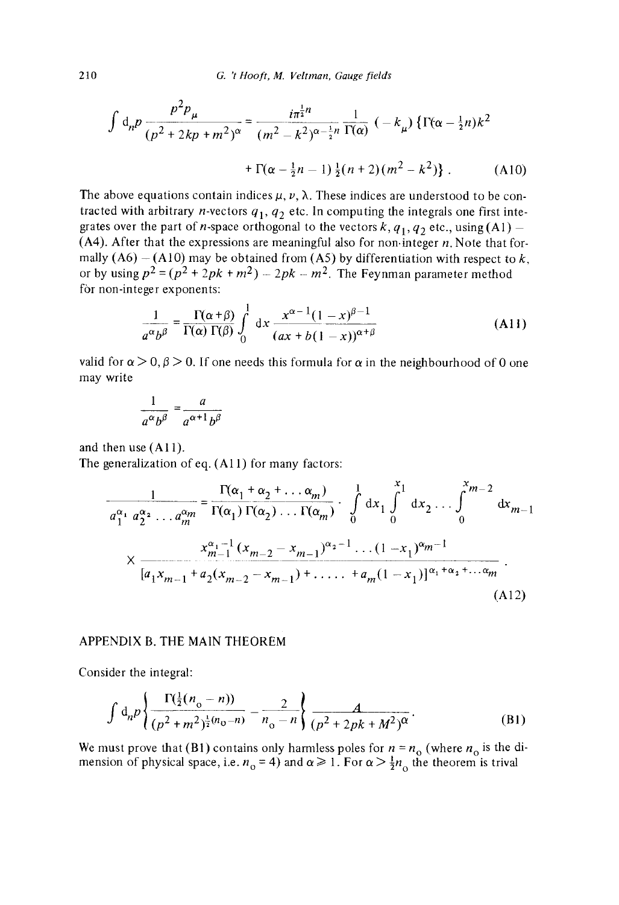$$\int \mathrm{d}_n p \frac{p^2 p_\mu}{(p^2 + 2kp + m^2)^\alpha} = \frac{i\pi^{\frac{1}{2}n}}{(m^2 - k^2)^{\alpha - \frac{1}{2}n}} \frac{1}{\Gamma(\alpha)} (-k_\mu) \{\Gamma(\alpha - \tfrac{1}{2}n)k^2$$

$$+ \Gamma(\alpha - \tfrac{1}{2}n - 1)\tfrac{1}{2}(n+2)(m^2 - k^2)\} . \tag{A10}$$

The above equations contain indices $\mu$, $\nu$, $\lambda$. These indices are understood to be contracted with arbitrary $n$-vectors $q_1$, $q_2$ etc. In computing the integrals one first integrates over the part of $n$-space orthogonal to the vectors $k$, $q_1$, $q_2$ etc., using (A1) – (A4). After that the expressions are meaningful also for non-integer $n$. Note that formally (A6) – (A10) may be obtained from (A5) by differentiation with respect to $k$, or by using $p^2 = (p^2 + 2pk + m^2) - 2pk - m^2$. The Feynman parameter method for non-integer exponents:

$$\frac{1}{a^\alpha b^\beta} = \frac{\Gamma(\alpha+\beta)}{\Gamma(\alpha)\,\Gamma(\beta)} \int_0^1 \mathrm{d}x \frac{x^{\alpha-1}(1-x)^{\beta-1}}{(ax + b(1-x))^{\alpha+\beta}} \tag{A11}$$

valid for $\alpha > 0, \beta > 0$. If one needs this formula for $\alpha$ in the neighbourhood of 0 one may write

$$\frac{1}{a^\alpha b^\beta} = \frac{a}{a^{\alpha+1} b^\beta}$$

and then use (A11).

The generalization of eq. (A11) for many factors:

$$\frac{1}{a_1^{\alpha_1} a_2^{\alpha_2} \ldots a_m^{\alpha_m}} = \frac{\Gamma(\alpha_1 + \alpha_2 + \ldots \alpha_m)}{\Gamma(\alpha_1)\,\Gamma(\alpha_2) \ldots \Gamma(\alpha_m)} \cdot \int_0^1 \mathrm{d}x_1 \int_0^{x_1} \mathrm{d}x_2 \ldots \int_0^{x_{m-2}} \mathrm{d}x_{m-1}$$

$$\times \frac{x_{m-1}^{\alpha_1 - 1}(x_{m-2} - x_{m-1})^{\alpha_2 - 1} \ldots (1 - x_1)^{\alpha_m - 1}}{[a_1 x_{m-1} + a_2(x_{m-2} - x_{m-1}) + \ldots\ldots + a_m(1 - x_1)]^{\alpha_1 + \alpha_2 + \ldots \alpha_m}} . \tag{A12}$$

## APPENDIX B. THE MAIN THEOREM

Consider the integral:

$$\int \mathrm{d}_n p \left\{ \frac{\Gamma(\frac{1}{2}(n_0 - n))}{(p^2 + m^2)^{\frac{1}{2}(n_0 - n)}} - \frac{2}{n_0 - n} \right\} \frac{A}{(p^2 + 2pk + M^2)^\alpha} . \tag{B1}$$

We must prove that (B1) contains only harmless poles for $n = n_0$ (where $n_0$ is the dimension of physical space, i.e. $n_0 = 4$) and $\alpha \geqslant 1$. For $\alpha > \frac{1}{2}n_0$ the theorem is trival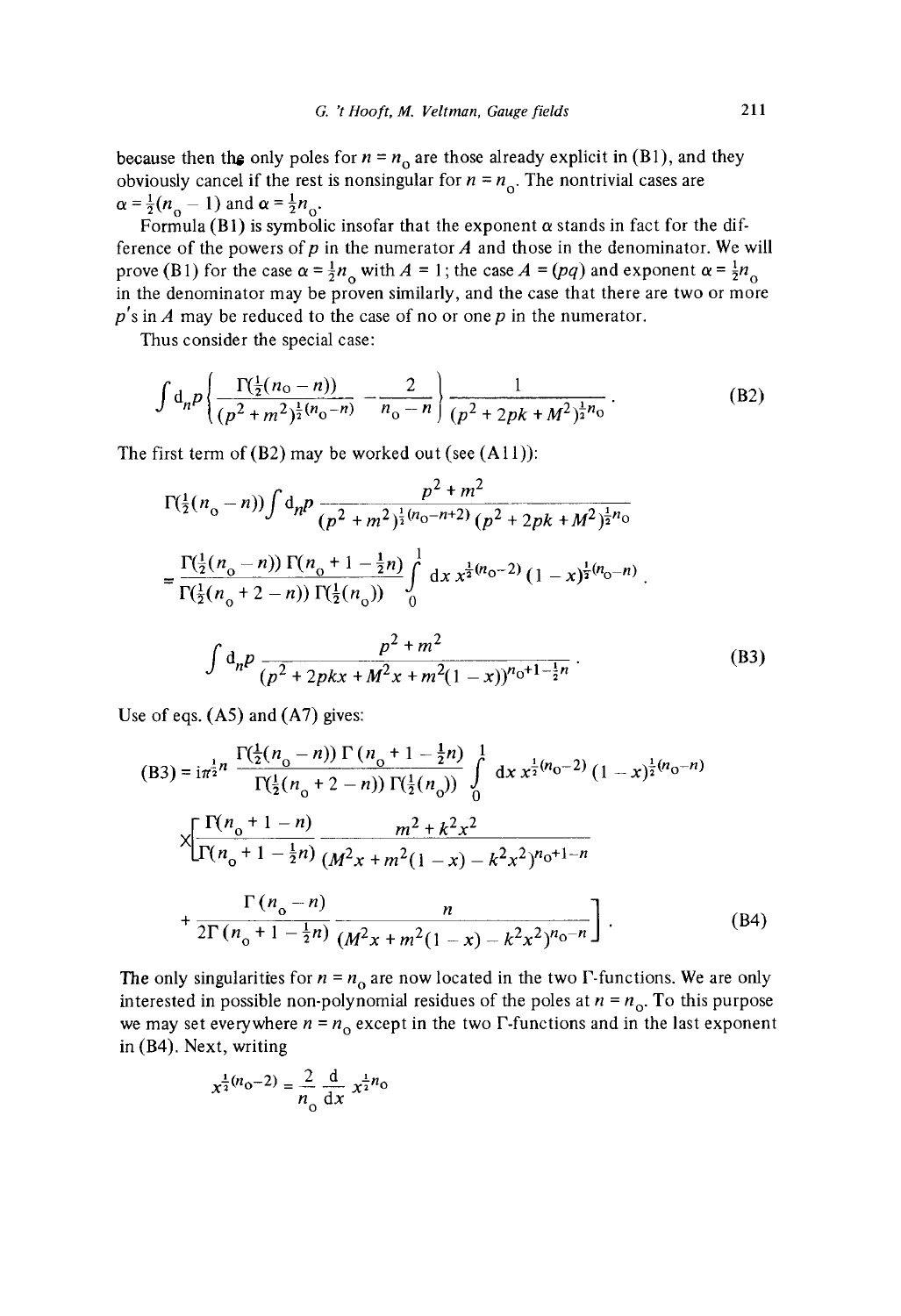because then the only poles for $n = n_0$ are those already explicit in (B1), and they obviously cancel if the rest is nonsingular for $n = n_0$. The nontrivial cases are $\alpha = \frac{1}{2}(n_0 - 1)$ and $\alpha = \frac{1}{2}n_0$.

Formula (B1) is symbolic insofar that the exponent $\alpha$ stands in fact for the difference of the powers of $p$ in the numerator $A$ and those in the denominator. We will prove (B1) for the case $\alpha = \frac{1}{2}n_0$ with $A = 1$; the case $A = (pq)$ and exponent $\alpha = \frac{1}{2}n_0$ in the denominator may be proven similarly, and the case that there are two or more $p$'s in $A$ may be reduced to the case of no or one $p$ in the numerator.

Thus consider the special case:

$$\int \mathrm{d}_n p \left\{ \frac{\Gamma(\frac{1}{2}(n_0 - n))}{(p^2 + m^2)^{\frac{1}{2}(n_0 - n)}} - \frac{2}{n_0 - n} \right\} \frac{1}{(p^2 + 2pk + M^2)^{\frac{1}{2}n_0}} . \tag{B2}$$

The first term of (B2) may be worked out (see (A11)):

$$\Gamma(\tfrac{1}{2}(n_0 - n)) \int \mathrm{d}_n p \frac{p^2 + m^2}{(p^2 + m^2)^{\frac{1}{2}(n_0 - n + 2)} (p^2 + 2pk + M^2)^{\frac{1}{2}n_0}}$$

$$= \frac{\Gamma(\frac{1}{2}(n_0 - n))\, \Gamma(n_0 + 1 - \frac{1}{2}n)}{\Gamma(\frac{1}{2}(n_0 + 2 - n))\, \Gamma(\frac{1}{2}(n_0))} \int_0^1 \mathrm{d}x\, x^{\frac{1}{2}(n_0 - 2)} (1 - x)^{\frac{1}{2}(n_0 - n)} .$$

$$\int \mathrm{d}_n p \frac{p^2 + m^2}{(p^2 + 2pkx + M^2 x + m^2(1 - x))^{n_0 + 1 - \frac{1}{2}n}} . \tag{B3}$$

Use of eqs. (A5) and (A7) gives:

$$\text{(B3)} = \mathrm{i}\pi^{\frac{1}{2}n} \frac{\Gamma(\frac{1}{2}(n_0 - n))\, \Gamma(n_0 + 1 - \frac{1}{2}n)}{\Gamma(\frac{1}{2}(n_0 + 2 - n))\, \Gamma(\frac{1}{2}(n_0))} \int_0^1 \mathrm{d}x\, x^{\frac{1}{2}(n_0 - 2)} (1 - x)^{\frac{1}{2}(n_0 - n)}$$

$$\times \left[ \frac{\Gamma(n_0 + 1 - n)}{\Gamma(n_0 + 1 - \frac{1}{2}n)} \frac{m^2 + k^2 x^2}{(M^2 x + m^2(1 - x) - k^2 x^2)^{n_0 + 1 - n}} \right.$$

$$\left. + \frac{\Gamma(n_0 - n)}{2\Gamma(n_0 + 1 - \frac{1}{2}n)} \frac{n}{(M^2 x + m^2(1 - x) - k^2 x^2)^{n_0 - n}} \right] . \tag{B4}$$

The only singularities for $n = n_0$ are now located in the two $\Gamma$-functions. We are only interested in possible non-polynomial residues of the poles at $n = n_0$. To this purpose we may set everywhere $n = n_0$ except in the two $\Gamma$-functions and in the last exponent in (B4). Next, writing

$$x^{\frac{1}{2}(n_0 - 2)} = \frac{2}{n_0} \frac{\mathrm{d}}{\mathrm{d}x} x^{\frac{1}{2}n_0}$$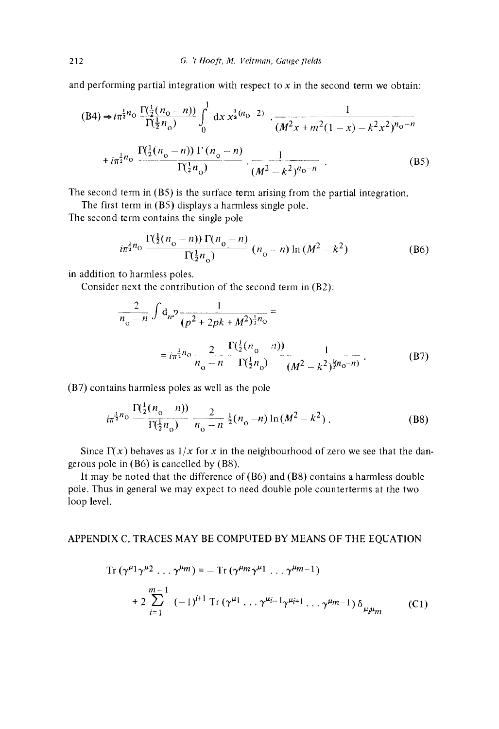and performing partial integration with respect to $x$ in the second term we obtain:

$$
(\text{B4}) \Rightarrow i\pi^{\frac{1}{2}n_0} \frac{\Gamma(\frac{1}{2}(n_0 - n))}{\Gamma(\frac{1}{2}n_0)} \int_0^1 \mathrm{d}x \, x^{\frac{1}{2}(n_0 - 2)} \cdot \frac{1}{(M^2 x + m^2(1-x) - k^2 x^2)^{n_0 - n}}
$$

$$
+ \, i\pi^{\frac{1}{2}n_0} \frac{\Gamma(\frac{1}{2}(n_0 - n))\,\Gamma(n_0 - n)}{\Gamma(\frac{1}{2}n_0)} \cdot \frac{1}{(M^2 - k^2)^{n_0 - n}} \, . \tag{B5}
$$

The second term in (B5) is the surface term arising from the partial integration.

The first term in (B5) displays a harmless single pole.

The second term contains the single pole

$$
i\pi^{\frac{1}{2}n_0} \frac{\Gamma(\frac{1}{2}(n_0 - n))\,\Gamma(n_0 - n)}{\Gamma(\frac{1}{2}n_0)} \, (n_0 - n) \ln (M^2 - k^2) \tag{B6}
$$

in addition to harmless poles.

Consider next the contribution of the second term in (B2):

$$
\frac{2}{n_0 - n} \int \mathrm{d}_n p \frac{1}{(p^2 + 2pk + M^2)^{\frac{1}{2}n_0}} =
$$

$$
= i\pi^{\frac{1}{2}n_0} \frac{2}{n_0 - n} \, \frac{\Gamma(\frac{1}{2}(n_0 - n))}{\Gamma(\frac{1}{2}n_0)} \, \frac{1}{(M^2 - k^2)^{\frac{1}{2}(n_0 - n)}} \, . \tag{B7}
$$

(B7) contains harmless poles as well as the pole

$$
i\pi^{\frac{1}{2}n_0} \frac{\Gamma(\frac{1}{2}(n_0 - n))}{\Gamma(\frac{1}{2}n_0)} \, \frac{2}{n_0 - n} \, \tfrac{1}{2}(n_0 - n) \ln (M^2 - k^2) \, . \tag{B8}
$$

Since $\Gamma(x)$ behaves as $1/x$ for $x$ in the neighbourhood of zero we see that the dangerous pole in (B6) is cancelled by (B8).

It may be noted that the difference of (B6) and (B8) contains a harmless double pole. Thus in general we may expect to need double pole counterterms at the two loop level.

## APPENDIX C. TRACES MAY BE COMPUTED BY MEANS OF THE EQUATION

$$
\mathrm{Tr}\,(\gamma^{\mu_1}\gamma^{\mu_2} \ldots \gamma^{\mu_m}) = - \,\mathrm{Tr}\,(\gamma^{\mu_m}\gamma^{\mu_1} \ldots \gamma^{\mu_{m-1}})
$$

$$
+ \, 2 \sum_{i=1}^{m-1} (-1)^{i+1} \,\mathrm{Tr}\,(\gamma^{\mu_1} \ldots \gamma^{\mu_{i-1}}\gamma^{\mu_{i+1}} \ldots \gamma^{\mu_{m-1}}) \, \delta_{\mu_i \mu_m} \tag{C1}
$$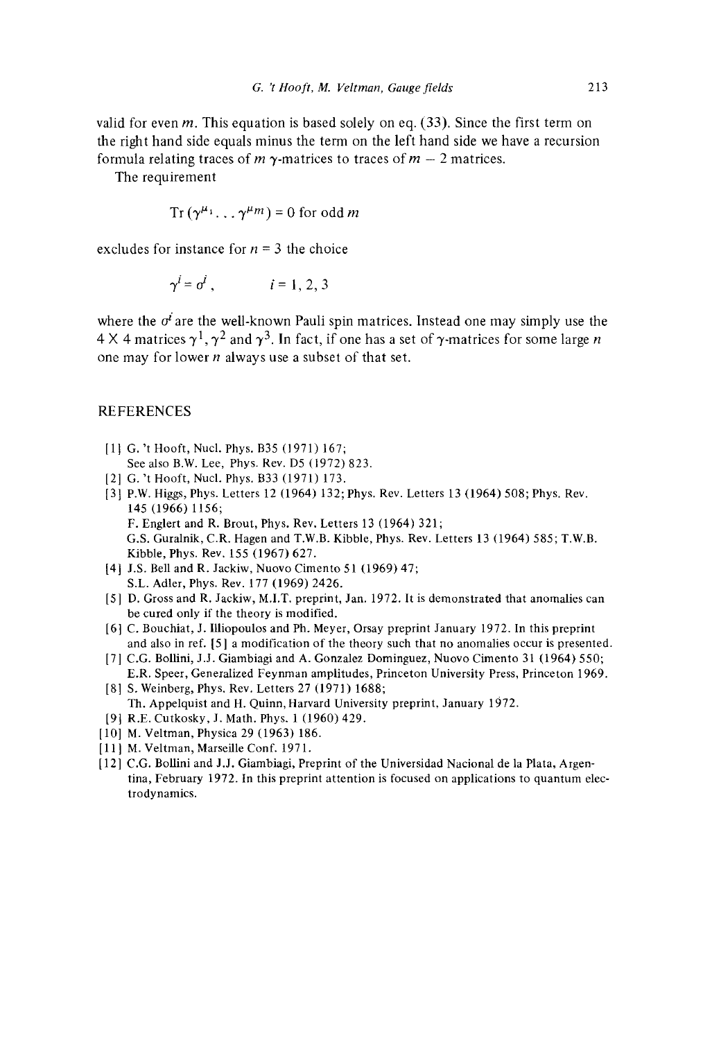valid for even $m$. This equation is based solely on eq. (33). Since the first term on the right hand side equals minus the term on the left hand side we have a recursion formula relating traces of $m$ $\gamma$-matrices to traces of $m - 2$ matrices.

The requirement

$$\mathrm{Tr}\,(\gamma^{\mu_1} \ldots \gamma^{\mu_m}) = 0 \text{ for odd } m$$

excludes for instance for $n = 3$ the choice

$$\gamma^i = \sigma^i\,, \qquad i = 1, 2, 3$$

where the $\sigma^i$ are the well-known Pauli spin matrices. Instead one may simply use the $4 \times 4$ matrices $\gamma^1$, $\gamma^2$ and $\gamma^3$. In fact, if one has a set of $\gamma$-matrices for some large $n$ one may for lower $n$ always use a subset of that set.

## REFERENCES

[1] G. 't Hooft, Nucl. Phys. B35 (1971) 167;
See also B.W. Lee, Phys. Rev. D5 (1972) 823.

[2] G. 't Hooft, Nucl. Phys. B33 (1971) 173.

[3] P.W. Higgs, Phys. Letters 12 (1964) 132; Phys. Rev. Letters 13 (1964) 508; Phys. Rev. 145 (1966) 1156;
F. Englert and R. Brout, Phys. Rev. Letters 13 (1964) 321;
G.S. Guralnik, C.R. Hagen and T.W.B. Kibble, Phys. Rev. Letters 13 (1964) 585; T.W.B. Kibble, Phys. Rev. 155 (1967) 627.

[4] J.S. Bell and R. Jackiw, Nuovo Cimento 51 (1969) 47;
S.L. Adler, Phys. Rev. 177 (1969) 2426.

[5] D. Gross and R. Jackiw, M.I.T. preprint, Jan. 1972. It is demonstrated that anomalies can be cured only if the theory is modified.

[6] C. Bouchiat, J. Illiopoulos and Ph. Meyer, Orsay preprint January 1972. In this preprint and also in ref. [5] a modification of the theory such that no anomalies occur is presented.

[7] C.G. Bollini, J.J. Giambiagi and A. Gonzalez Dominguez, Nuovo Cimento 31 (1964) 550;
E.R. Speer, Generalized Feynman amplitudes, Princeton University Press, Princeton 1969.

[8] S. Weinberg, Phys. Rev. Letters 27 (1971) 1688;
Th. Appelquist and H. Quinn, Harvard University preprint, January 1972.

[9] R.E. Cutkosky, J. Math. Phys. 1 (1960) 429.

[10] M. Veltman, Physica 29 (1963) 186.

[11] M. Veltman, Marseille Conf. 1971.

[12] C.G. Bollini and J.J. Giambiagi, Preprint of the Universidad Nacional de la Plata, Argentina, February 1972. In this preprint attention is focused on applications to quantum electrodynamics.